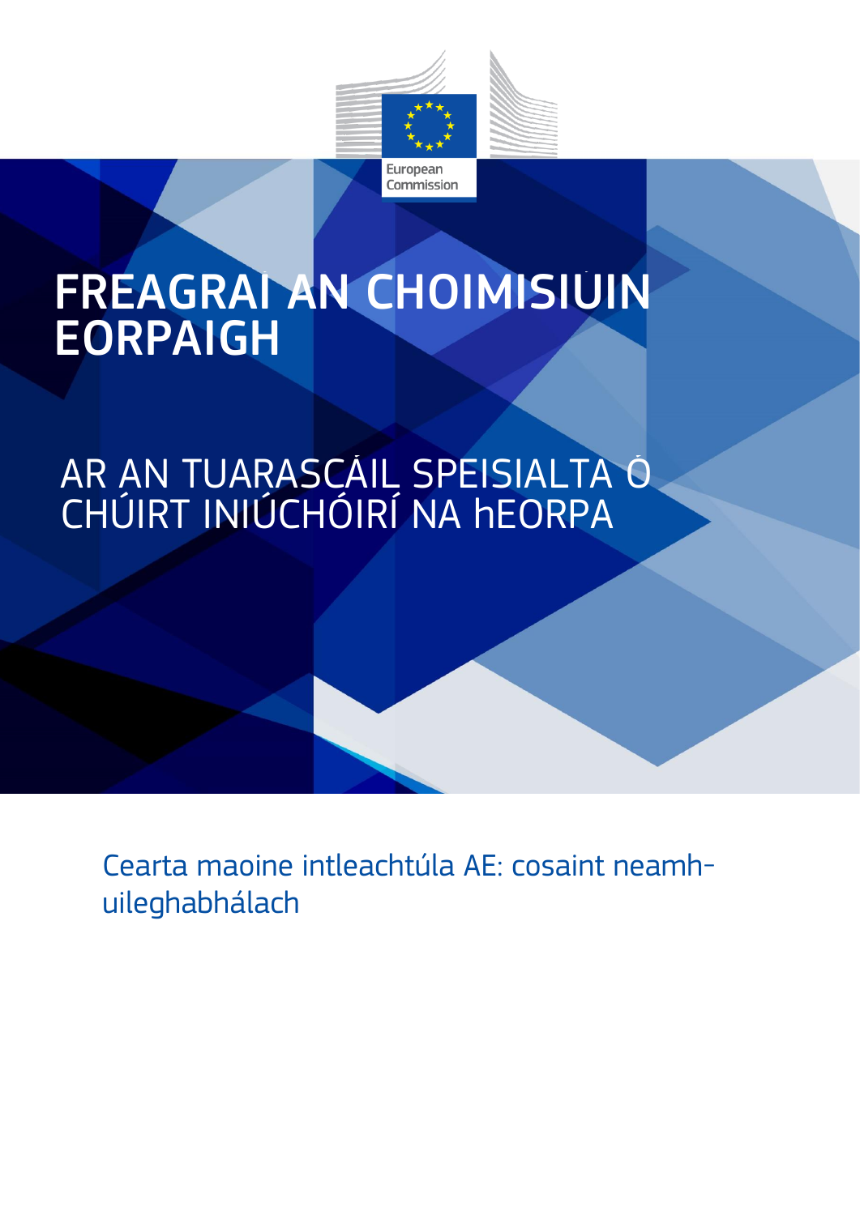European Commission

# FREAGRAÍ AN CHOIMISIÚIN EORPAIGH

## AR AN TUARASCÁIL SPEISIALTA Ó CHÚIRT INIÚCHÓIRÍ NA hEORPA

Cearta maoine intleachtúla AE: cosaint neamh-uileghabhálach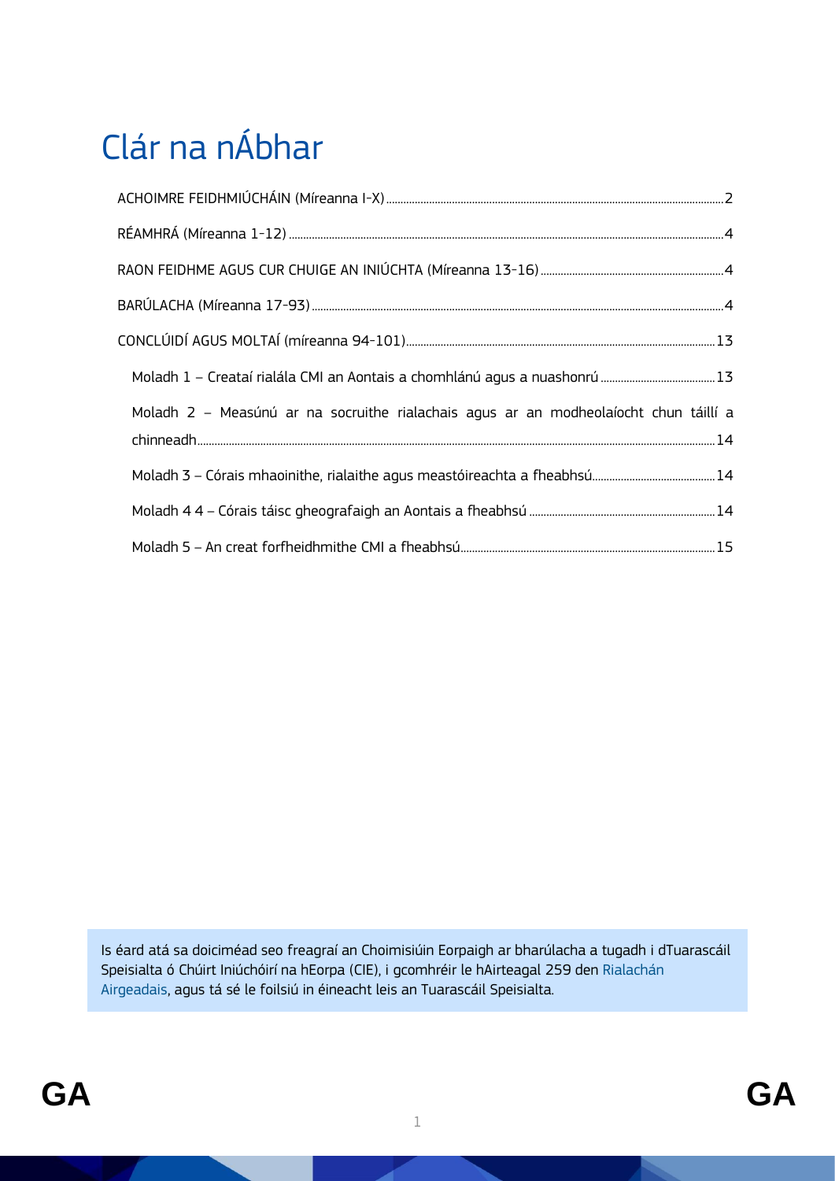# Clár na nÁbhar

ACHOIMRE FEIDHMIÚCHÁIN (Míreanna I-X) ..... 2

RÉAMHRÁ (Míreanna 1-12) ..... 4

RAON FEIDHME AGUS CUR CHUIGE AN INIÚCHTA (Míreanna 13-16) ..... 4

BARÚLACHA (Míreanna 17-93) ..... 4

CONCLÚIDÍ AGUS MOLTAÍ (míreanna 94-101) ..... 13

- Moladh 1 – Creataí rialála CMI an Aontais a chomhlánú agus a nuashonrú ..... 13
- Moladh 2 – Measúnú ar na socruithe rialachais agus ar an modheolaíocht chun táillí a chinneadh ..... 14
- Moladh 3 – Córais mhaoinithe, rialaithe agus meastóireachta a fheabhsú ..... 14
- Moladh 4 4 – Córais táisc gheografaigh an Aontais a fheabhsú ..... 14
- Moladh 5 – An creat forfheidhmithe CMI a fheabhsú ..... 15

Is éard atá sa doiciméad seo freagraí an Choimisiúin Eorpaigh ar bharúlacha a tugadh i dTuarascáil Speisialta ó Chúirt Iniúchóirí na hEorpa (CIE), i gcomhréir le hAirteagal 259 den Rialachán Airgeadais, agus tá sé le foilsiú in éineacht leis an Tuarascáil Speisialta.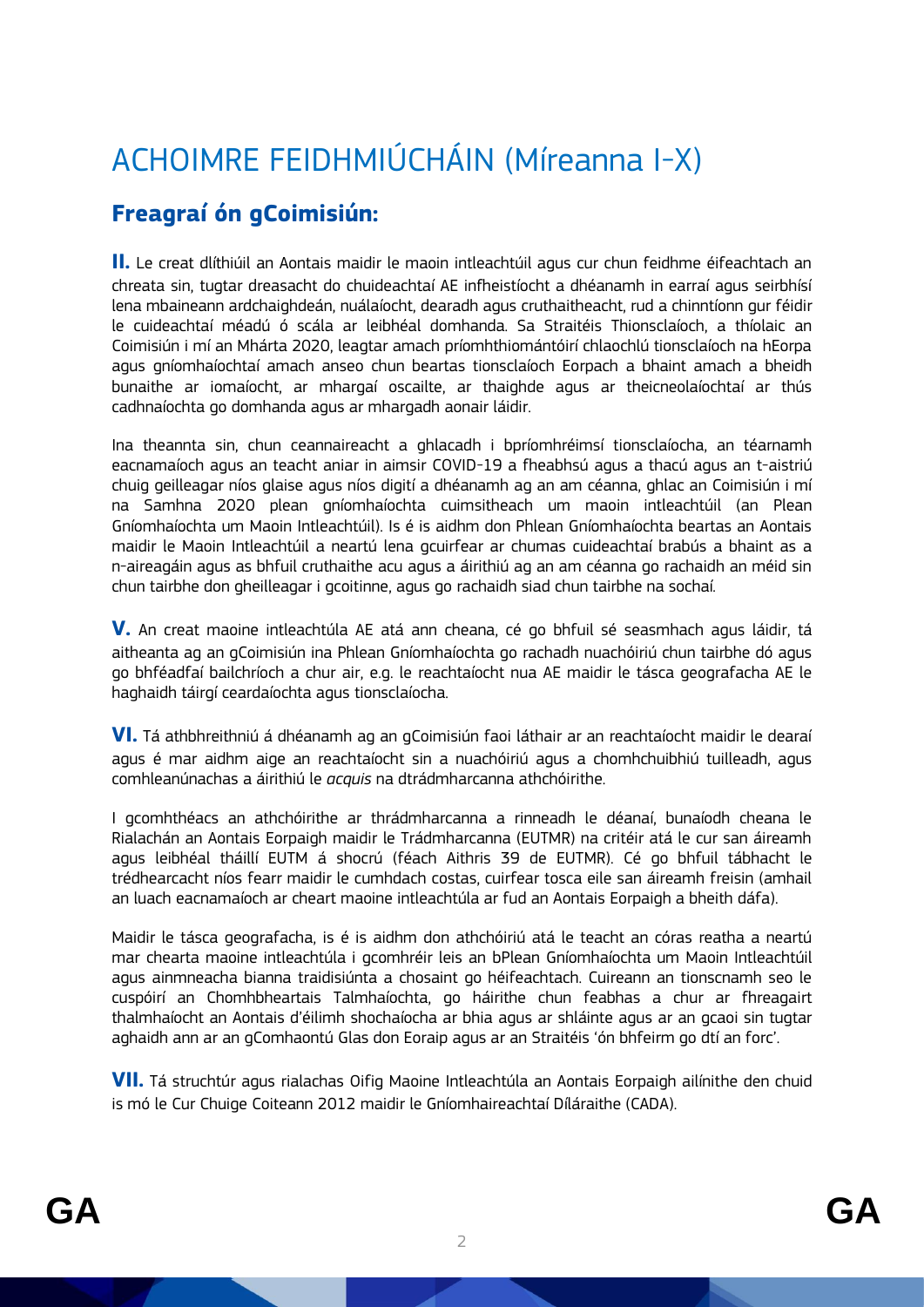# ACHOIMRE FEIDHMIÚCHÁIN (Míreanna I-X)

## Freagraí ón gCoimisiún:

**II.** Le creat dlíthiúil an Aontais maidir le maoin intleachtúil agus cur chun feidhme éifeachtach an chreata sin, tugtar dreasacht do chuideachtaí AE infheistíocht a dhéanamh in earraí agus seirbhísí lena mbaineann ardchaighdeán, nuálaíocht, dearadh agus cruthaitheacht, rud a chinntíonn gur féidir le cuideachtaí méadú ó scála ar leibhéal domhanda. Sa Straitéis Thionsclaíoch, a thíolaic an Coimisiún i mí an Mhárta 2020, leagtar amach príomhthiomántóirí chlaochlú tionsclaíoch na hEorpa agus gníomhaíochtaí amach anseo chun beartas tionsclaíoch Eorpach a bhaint amach a bheidh bunaithe ar iomaíocht, ar mhargaí oscailte, ar thaighde agus ar theicneolaíochtaí ar thús cadhnaíochta go domhanda agus ar mhargadh aonair láidir.

Ina theannta sin, chun ceannaireacht a ghlacadh i bpríomhréimsí tionsclaíocha, an téarnamh eacnamaíoch agus an teacht aniar in aimsir COVID-19 a fheabhsú agus a thacú agus an t-aistriú chuig geilleagar níos glaise agus níos digití a dhéanamh ag an am céanna, ghlac an Coimisiún i mí na Samhna 2020 plean gníomhaíochta cuimsitheach um maoin intleachtúil (an Plean Gníomhaíochta um Maoin Intleachtúil). Is é is aidhm don Phlean Gníomhaíochta beartas an Aontais maidir le Maoin Intleachtúil a neartú lena gcuirfear ar chumas cuideachtaí brabús a bhaint as a n-aireagáin agus as bhfuil cruthaithe acu agus a áirithiú ag an am céanna go rachaidh an méid sin chun tairbhe don gheilleagar i gcoitinne, agus go rachaidh siad chun tairbhe na sochaí.

**V.** An creat maoine intleachtúla AE atá ann cheana, cé go bhfuil sé seasmhach agus láidir, tá aitheanta ag an gCoimisiún ina Phlean Gníomhaíochta go rachadh nuachóiriú chun tairbhe dó agus go bhféadfaí bailchríoch a chur air, e.g. le reachtaíocht nua AE maidir le tásca geografacha AE le haghaidh táirgí ceardaíochta agus tionsclaíocha.

**VI.** Tá athbhreithniú á dhéanamh ag an gCoimisiún faoi láthair ar an reachtaíocht maidir le dearaí agus é mar aidhm aige an reachtaíocht sin a nuachóiriú agus a chomhchuibhiú tuilleadh, agus comhleanúnachas a áirithiú le *acquis* na dtrádmharcanna athchóirithe.

I gcomhthéacs an athchóirithe ar thrádmharcanna a rinneadh le déanaí, bunaíodh cheana le Rialachán an Aontais Eorpaigh maidir le Trádmharcanna (EUTMR) na critéir atá le cur san áireamh agus leibhéal tháillí EUTM á shocrú (féach Aithris 39 de EUTMR). Cé go bhfuil tábhacht le trédhearcacht níos fearr maidir le cumhdach costas, cuirfear tosca eile san áireamh freisin (amhail an luach eacnamaíoch ar cheart maoine intleachtúla ar fud an Aontais Eorpaigh a bheith dáfa).

Maidir le tásca geografacha, is é is aidhm don athchóiriú atá le teacht an córas reatha a neartú mar chearta maoine intleachtúla i gcomhréir leis an bPlean Gníomhaíochta um Maoin Intleachtúil agus ainmneacha bianna traidisiúnta a chosaint go héifeachtach. Cuireann an tionscnamh seo le cuspóirí an Chomhbheartais Talmhaíochta, go háirithe chun feabhas a chur ar fhreagairt thalmhaíocht an Aontais d'éilimh shochaíocha ar bhia agus ar shláinte agus ar an gcaoi sin tugtar aghaidh ann ar an gComhaontú Glas don Eoraip agus ar an Straitéis 'ón bhfeirm go dtí an forc'.

**VII.** Tá struchtúr agus rialachas Oifig Maoine Intleachtúla an Aontais Eorpaigh ailínithe den chuid is mó le Cur Chuige Coiteann 2012 maidir le Gníomhaireachtaí Díláraithe (CADA).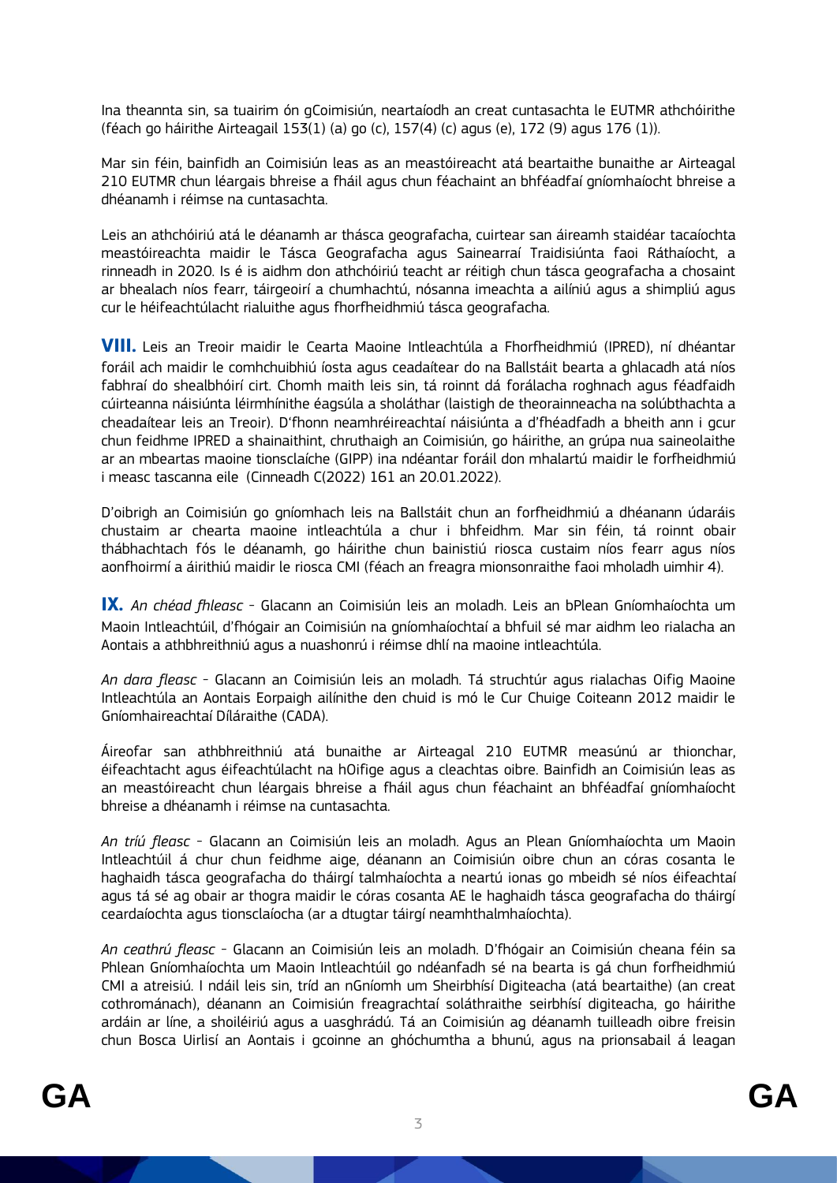Ina theannta sin, sa tuairim ón gCoimisiún, neartaíodh an creat cuntasachta le EUTMR athchóirithe (féach go háirithe Airteagail 153(1) (a) go (c), 157(4) (c) agus (e), 172 (9) agus 176 (1)).

Mar sin féin, bainfidh an Coimisiún leas as an meastóireacht atá beartaithe bunaithe ar Airteagal 210 EUTMR chun léargais bhreise a fháil agus chun féachaint an bhféadfaí gníomhaíocht bhreise a dhéanamh i réimse na cuntasachta.

Leis an athchóiriú atá le déanamh ar thásca geografacha, cuirtear san áireamh staidéar tacaíochta meastóireachta maidir le Tásca Geografacha agus Sainearraí Traidisiúnta faoi Ráthaíocht, a rinneadh in 2020. Is é is aidhm don athchóiriú teacht ar réitigh chun tásca geografacha a chosaint ar bhealach níos fearr, táirgeoirí a chumhachtú, nósanna imeachta a ailíniú agus a shimpliú agus cur le héifeachtúlacht rialuithe agus fhorfheidhmiú tásca geografacha.

**VIII.** Leis an Treoir maidir le Cearta Maoine Intleachtúla a Fhorfheidhmiú (IPRED), ní dhéantar foráil ach maidir le comhchuibhiú íosta agus ceadaítear do na Ballstáit bearta a ghlacadh atá níos fabhraí do shealbhóirí cirt. Chomh maith leis sin, tá roinnt dá forálacha roghnach agus féadfaidh cúirteanna náisiúnta léirmhínithe éagsúla a sholáthar (laistigh de theorainneacha na solúbthachta a cheadaítear leis an Treoir). D'fhonn neamhréireachtaí náisiúnta a d'fhéadfadh a bheith ann i gcur chun feidhme IPRED a shainaithint, chruthaigh an Coimisiún, go háirithe, an grúpa nua saineolaithe ar an mbeartas maoine tionsclaíche (GIPP) ina ndéantar foráil don mhalartú maidir le forfheidhmiú i measc tascanna eile (Cinneadh C(2022) 161 an 20.01.2022).

D'oibrigh an Coimisiún go gníomhach leis na Ballstáit chun an forfheidhmiú a dhéanann údaráis chustaim ar chearta maoine intleachtúla a chur i bhfeidhm. Mar sin féin, tá roinnt obair thábhachtach fós le déanamh, go háirithe chun bainistiú riosca custaim níos fearr agus níos aonfhoirmí a áirithiú maidir le riosca CMI (féach an freagra mionsonraithe faoi mholadh uimhir 4).

**IX.** *An chéad fhleasc* - Glacann an Coimisiún leis an moladh. Leis an bPlean Gníomhaíochta um Maoin Intleachtúil, d'fhógair an Coimisiún na gníomhaíochtaí a bhfuil sé mar aidhm leo rialacha an Aontais a athbhreithniú agus a nuashonrú i réimse dhlí na maoine intleachtúla.

*An dara fleasc* - Glacann an Coimisiún leis an moladh. Tá struchtúr agus rialachas Oifig Maoine Intleachtúla an Aontais Eorpaigh ailínithe den chuid is mó le Cur Chuige Coiteann 2012 maidir le Gníomhaireachtaí Díláraithe (CADA).

Áireofar san athbhreithniú atá bunaithe ar Airteagal 210 EUTMR measúnú ar thionchar, éifeachtacht agus éifeachtúlacht na hOifige agus a cleachtas oibre. Bainfidh an Coimisiún leas as an meastóireacht chun léargais bhreise a fháil agus chun féachaint an bhféadfaí gníomhaíocht bhreise a dhéanamh i réimse na cuntasachta.

*An tríú fleasc* - Glacann an Coimisiún leis an moladh. Agus an Plean Gníomhaíochta um Maoin Intleachtúil á chur chun feidhme aige, déanann an Coimisiún oibre chun an córas cosanta le haghaidh tásca geografacha do tháirgí talmhaíochta a neartú ionas go mbeidh sé níos éifeachtaí agus tá sé ag obair ar thogra maidir le córas cosanta AE le haghaidh tásca geografacha do tháirgí ceardaíochta agus tionsclaíocha (ar a dtugtar táirgí neamhthalmhaíochta).

*An ceathrú fleasc* - Glacann an Coimisiún leis an moladh. D'fhógair an Coimisiún cheana féin sa Phlean Gníomhaíochta um Maoin Intleachtúil go ndéanfadh sé na bearta is gá chun forfheidhmiú CMI a atreisiú. I ndáil leis sin, tríd an nGníomh um Sheirbhísí Digiteacha (atá beartaithe) (an creat cothrománach), déanann an Coimisiún freagrachtaí soláthraithe seirbhísí digiteacha, go háirithe ardáin ar líne, a shoiléiriú agus a uasghrádú. Tá an Coimisiún ag déanamh tuilleadh oibre freisin chun Bosca Uirlisí an Aontais i gcoinne an ghóchumtha a bhunú, agus na prionsabail á leagan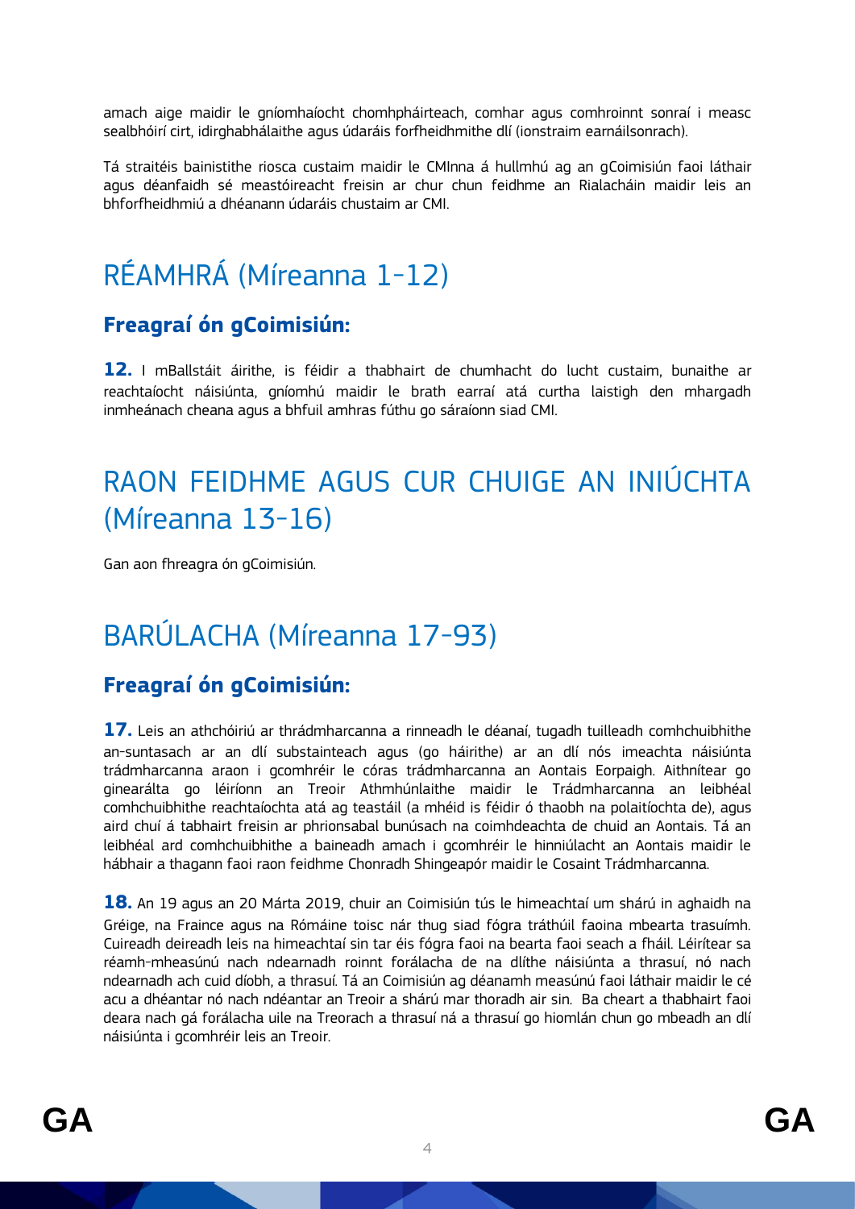amach aige maidir le gníomhaíocht chomhpháirteach, comhar agus comhroinnt sonraí i measc sealbhóirí cirt, idirghabhálaithe agus údaráis forfheidhmithe dlí (ionstraim earnáilsonrach).

Tá straitéis bainistithe riosca custaim maidir le CMInna á hullmhú ag an gCoimisiún faoi láthair agus déanfaidh sé meastóireacht freisin ar chur chun feidhme an Rialacháin maidir leis an bhforfheidhmiú a dhéanann údaráis chustaim ar CMI.

# RÉAMHRÁ (Míreanna 1-12)

### Freagraí ón gCoimisiún:

**12.** I mBallstáit áirithe, is féidir a thabhairt de chumhacht do lucht custaim, bunaithe ar reachtaíocht náisiúnta, gníomhú maidir le brath earraí atá curtha laistigh den mhargadh inmheánach cheana agus a bhfuil amhras fúthu go sáraíonn siad CMI.

# RAON FEIDHME AGUS CUR CHUIGE AN INIÚCHTA (Míreanna 13-16)

Gan aon fhreagra ón gCoimisiún.

# BARÚLACHA (Míreanna 17-93)

### Freagraí ón gCoimisiún:

**17.** Leis an athchóiriú ar thrádmharcanna a rinneadh le déanaí, tugadh tuilleadh comhchuibhithe an-suntasach ar an dlí substainteach agus (go háirithe) ar an dlí nós imeachta náisiúnta trádmharcanna araon i gcomhréir le córas trádmharcanna an Aontais Eorpaigh. Aithnítear go ginearálta go léiríonn an Treoir Athmhúnlaithe maidir le Trádmharcanna an leibhéal comhchuibhithe reachtaíochta atá ag teastáil (a mhéid is féidir ó thaobh na polaitíochta de), agus aird chuí á tabhairt freisin ar phrionsabal bunúsach na coimhdeachta de chuid an Aontais. Tá an leibhéal ard comhchuibhithe a baineadh amach i gcomhréir le hinniúlacht an Aontais maidir le hábhair a thagann faoi raon feidhme Chonradh Shingeapór maidir le Cosaint Trádmharcanna.

**18.** An 19 agus an 20 Márta 2019, chuir an Coimisiún tús le himeachtaí um shárú in aghaidh na Gréige, na Fraince agus na Rómáine toisc nár thug siad fógra tráthúil faoina mbearta trasuímh. Cuireadh deireadh leis na himeachtaí sin tar éis fógra faoi na bearta faoi seach a fháil. Léirítear sa réamh-mheasúnú nach ndearnadh roinnt forálacha de na dlíthe náisiúnta a thrasuí, nó nach ndearnadh ach cuid díobh, a thrasuí. Tá an Coimisiún ag déanamh measúnú faoi láthair maidir le cé acu a dhéantar nó nach ndéantar an Treoir a shárú mar thoradh air sin. Ba cheart a thabhairt faoi deara nach gá forálacha uile na Treorach a thrasuí ná a thrasuí go hiomlán chun go mbeadh an dlí náisiúnta i gcomhréir leis an Treoir.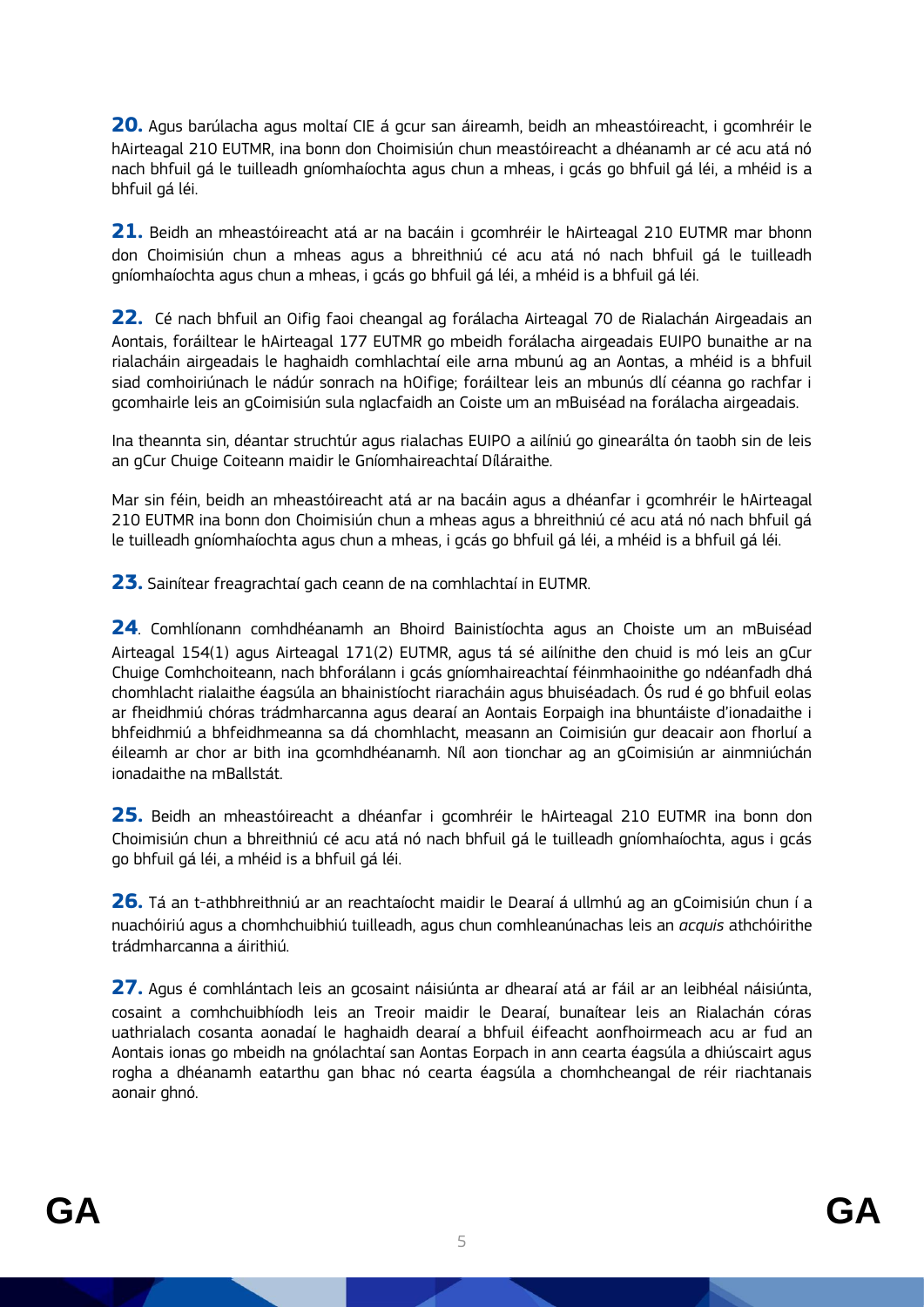**20.** Agus barúlacha agus moltaí CIE á gcur san áireamh, beidh an mheastóireacht, i gcomhréir le hAirteagal 210 EUTMR, ina bonn don Choimisiún chun meastóireacht a dhéanamh ar cé acu atá nó nach bhfuil gá le tuilleadh gníomhaíochta agus chun a mheas, i gcás go bhfuil gá léi, a mhéid is a bhfuil gá léi.

**21.** Beidh an mheastóireacht atá ar na bacáin i gcomhréir le hAirteagal 210 EUTMR mar bhonn don Choimisiún chun a mheas agus a bhreithniú cé acu atá nó nach bhfuil gá le tuilleadh gníomhaíochta agus chun a mheas, i gcás go bhfuil gá léi, a mhéid is a bhfuil gá léi.

**22.** Cé nach bhfuil an Oifig faoi cheangal ag forálacha Airteagal 70 de Rialachán Airgeadais an Aontais, foráiltear le hAirteagal 177 EUTMR go mbeidh forálacha airgeadais EUIPO bunaithe ar na rialacháin airgeadais le haghaidh comhlachtaí eile arna mbunú ag an Aontas, a mhéid is a bhfuil siad comhoiriúnach le nádúr sonrach na hOifige; foráiltear leis an mbunús dlí céanna go rachfar i gcomhairle leis an gCoimisiún sula nglacfaidh an Coiste um an mBuiséad na forálacha airgeadais.

Ina theannta sin, déantar struchtúr agus rialachas EUIPO a ailíniú go ginearálta ón taobh sin de leis an gCur Chuige Coiteann maidir le Gníomhaireachtaí Díláraithe.

Mar sin féin, beidh an mheastóireacht atá ar na bacáin agus a dhéanfar i gcomhréir le hAirteagal 210 EUTMR ina bonn don Choimisiún chun a mheas agus a bhreithniú cé acu atá nó nach bhfuil gá le tuilleadh gníomhaíochta agus chun a mheas, i gcás go bhfuil gá léi, a mhéid is a bhfuil gá léi.

**23.** Sainítear freagrachtaí gach ceann de na comhlachtaí in EUTMR.

**24**. Comhlíonann comhdhéanamh an Bhoird Bainistíochta agus an Choiste um an mBuiséad Airteagal 154(1) agus Airteagal 171(2) EUTMR, agus tá sé ailínithe den chuid is mó leis an gCur Chuige Comhchoiteann, nach bhforálann i gcás gníomhaireachtaí féinmhaoinithe go ndéanfadh dhá chomhlacht rialaithe éagsúla an bhainistíocht riaracháin agus bhuiséadach. Ós rud é go bhfuil eolas ar fheidhmiú chóras trádmharcanna agus dearaí an Aontais Eorpaigh ina bhuntáiste d'ionadaithe i bhfeidhmiú a bhfeidhmeanna sa dá chomhlacht, measann an Coimisiún gur deacair aon fhorluí a éileamh ar chor ar bith ina gcomhdhéanamh. Níl aon tionchar ag an gCoimisiún ar ainmniúchán ionadaithe na mBallstát.

**25.** Beidh an mheastóireacht a dhéanfar i gcomhréir le hAirteagal 210 EUTMR ina bonn don Choimisiún chun a bhreithniú cé acu atá nó nach bhfuil gá le tuilleadh gníomhaíochta, agus i gcás go bhfuil gá léi, a mhéid is a bhfuil gá léi.

**26.** Tá an t-athbhreithniú ar an reachtaíocht maidir le Dearaí á ullmhú ag an gCoimisiún chun í a nuachóiriú agus a chomhchuibhiú tuilleadh, agus chun comhleanúnachas leis an *acquis* athchóirithe trádmharcanna a áirithiú.

**27.** Agus é comhlántach leis an gcosaint náisiúnta ar dhearaí atá ar fáil ar an leibhéal náisiúnta, cosaint a comhchuibhíodh leis an Treoir maidir le Dearaí, bunaítear leis an Rialachán córas uathrialach cosanta aonadaí le haghaidh dearaí a bhfuil éifeacht aonfhoirmeach acu ar fud an Aontais ionas go mbeidh na gnólachtaí san Aontas Eorpach in ann cearta éagsúla a dhiúscairt agus rogha a dhéanamh eatarthu gan bhac nó cearta éagsúla a chomhcheangal de réir riachtanais aonair ghnó.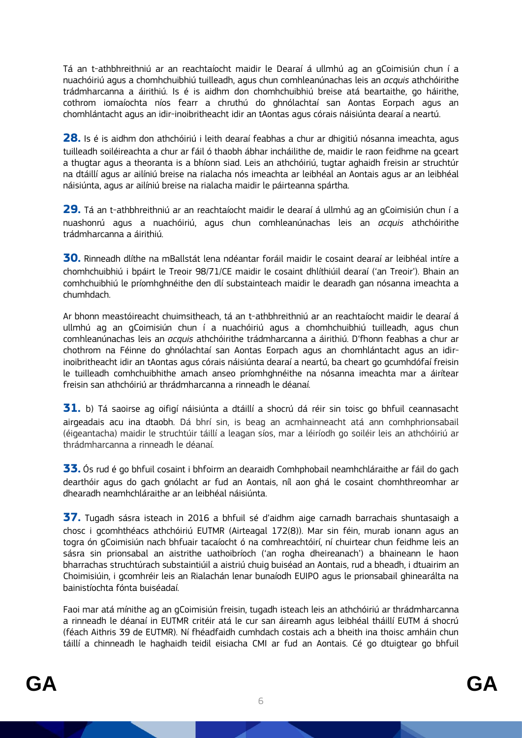Tá an t-athbhreithniú ar an reachtaíocht maidir le Dearaí á ullmhú ag an gCoimisiún chun í a nuachóiriú agus a chomhchuibhiú tuilleadh, agus chun comhleanúnachas leis an *acquis* athchóirithe trádmharcanna a áirithiú. Is é is aidhm don chomhchuibhiú breise atá beartaithe, go háirithe, cothrom iomaíochta níos fearr a chruthú do ghnólachtaí san Aontas Eorpach agus an chomhlántacht agus an idir-inoibritheacht idir an tAontas agus córais náisiúnta dearaí a neartú.

**28.** Is é is aidhm don athchóiriú i leith dearaí feabhas a chur ar dhigitiú nósanna imeachta, agus tuilleadh soiléireachta a chur ar fáil ó thaobh ábhar incháilithe de, maidir le raon feidhme na gceart a thugtar agus a theoranta is a bhíonn siad. Leis an athchóiriú, tugtar aghaidh freisin ar struchtúr na dtáillí agus ar ailíniú breise na rialacha nós imeachta ar leibhéal an Aontais agus ar an leibhéal náisiúnta, agus ar ailíniú breise na rialacha maidir le páirteanna spártha.

**29.** Tá an t-athbhreithniú ar an reachtaíocht maidir le dearaí á ullmhú ag an gCoimisiún chun í a nuashonrú agus a nuachóiriú, agus chun comhleanúnachas leis an *acquis* athchóirithe trádmharcanna a áirithiú.

**30.** Rinneadh dlíthe na mBallstát lena ndéantar foráil maidir le cosaint dearaí ar leibhéal intíre a chomhchuibhiú i bpáirt le Treoir 98/71/CE maidir le cosaint dhlíthiúil dearaí ('an Treoir'). Bhain an comhchuibhiú le príomhghnéithe den dlí substainteach maidir le dearadh gan nósanna imeachta a chumhdach.

Ar bhonn meastóireacht chuimsitheach, tá an t-athbhreithniú ar an reachtaíocht maidir le dearaí á ullmhú ag an gCoimisiún chun í a nuachóiriú agus a chomhchuibhiú tuilleadh, agus chun comhleanúnachas leis an *acquis* athchóirithe trádmharcanna a áirithiú. D'fhonn feabhas a chur ar chothrom na Féinne do ghnólachtaí san Aontas Eorpach agus an chomhlántacht agus an idir-inoibritheacht idir an tAontas agus córais náisiúnta dearaí a neartú, ba cheart go gcumhdófaí freisin le tuilleadh comhchuibhithe amach anseo príomhghnéithe na nósanna imeachta mar a áirítear freisin san athchóiriú ar thrádmharcanna a rinneadh le déanaí.

**31.** b) Tá saoirse ag oifigí náisiúnta a dtáillí a shocrú dá réir sin toisc go bhfuil ceannasacht airgeadais acu ina dtaobh. Dá bhrí sin, is beag an acmhainneacht atá ann comhphrionsabail (éigeantacha) maidir le struchtúir táillí a leagan síos, mar a léiríodh go soiléir leis an athchóiriú ar thrádmharcanna a rinneadh le déanaí.

**33.** Ós rud é go bhfuil cosaint i bhfoirm an dearaidh Comhphobail neamhchláraithe ar fáil do gach dearthóir agus do gach gnólacht ar fud an Aontais, níl aon ghá le cosaint chomhthreomhar ar dhearadh neamhchláraithe ar an leibhéal náisiúnta.

**37.** Tugadh sásra isteach in 2016 a bhfuil sé d'aidhm aige carnadh barrachais shuntasaigh a chosc i gcomhthéacs athchóiriú EUTMR (Airteagal 172(8)). Mar sin féin, murab ionann agus an togra ón gCoimisiún nach bhfuair tacaíocht ó na comhreachtóirí, ní chuirtear chun feidhme leis an sásra sin prionsabal an aistrithe uathoibríoch ('an rogha dheireanach') a bhaineann le haon bharrachas struchtúrach substaintiúil a aistriú chuig buiséad an Aontais, rud a bheadh, i dtuairim an Choimisiúin, i gcomhréir leis an Rialachán lenar bunaíodh EUIPO agus le prionsabail ghinearálta na bainistíochta fónta buiséadaí.

Faoi mar atá mínithe ag an gCoimisiún freisin, tugadh isteach leis an athchóiriú ar thrádmharcanna a rinneadh le déanaí in EUTMR critéir atá le cur san áireamh agus leibhéal tháillí EUTM á shocrú (féach Aithris 39 de EUTMR). Ní fhéadfaidh cumhdach costais ach a bheith ina thoisc amháin chun táillí a chinneadh le haghaidh teidil eisiacha CMI ar fud an Aontais. Cé go dtuigtear go bhfuil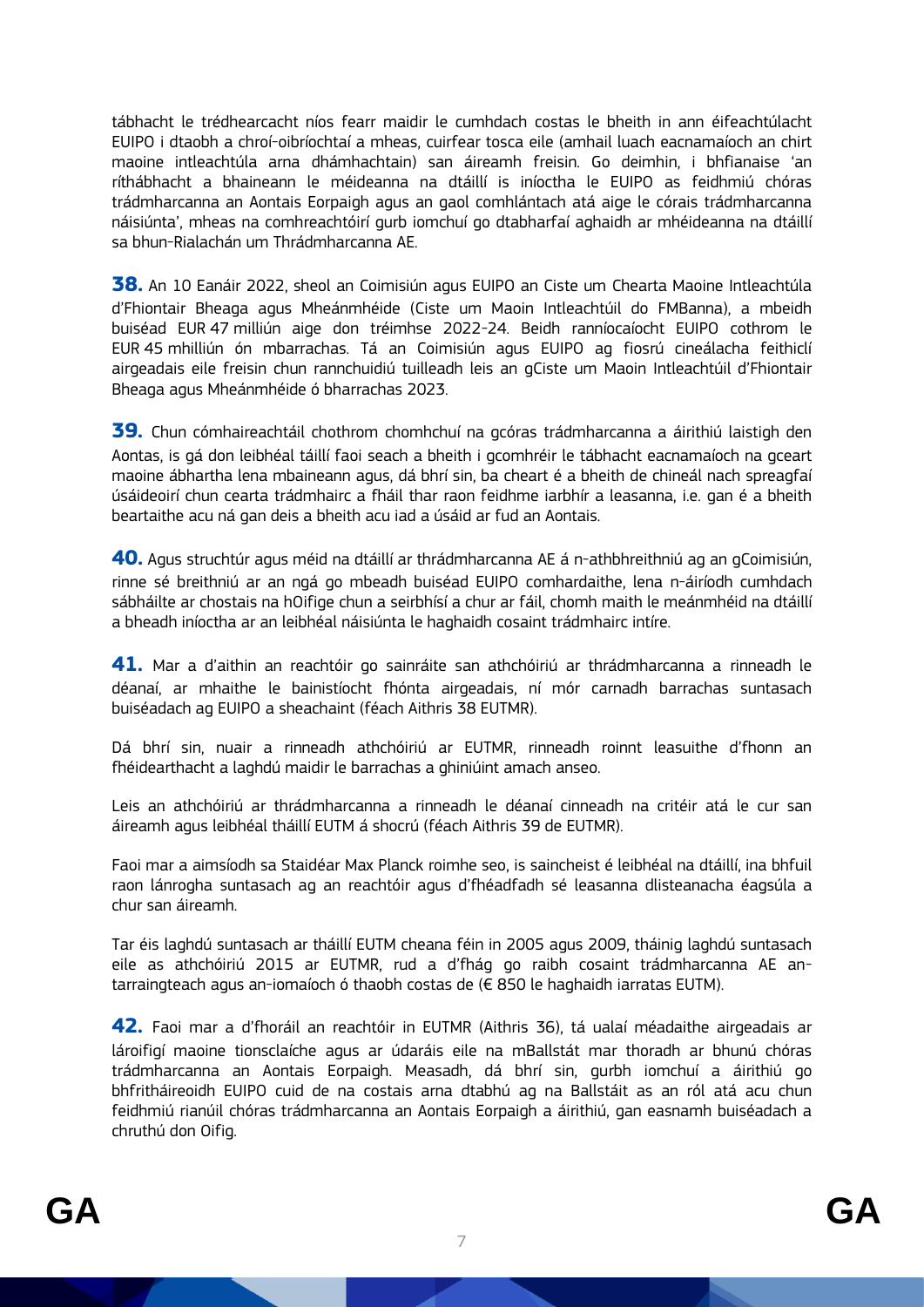tábhacht le trédhearcacht níos fearr maidir le cumhdach costas le bheith in ann éifeachtúlacht EUIPO i dtaobh a chroí-oibríochtaí a mheas, cuirfear tosca eile (amhail luach eacnamaíoch an chirt maoine intleachtúla arna dhámhachtain) san áireamh freisin. Go deimhin, i bhfianaise 'an ríthábhacht a bhaineann le méideanna na dtáillí is iníoctha le EUIPO as feidhmiú chóras trádmharcanna an Aontais Eorpaigh agus an gaol comhlántach atá aige le córais trádmharcanna náisiúnta', mheas na comhreachtóirí gurb iomchuí go dtabharfaí aghaidh ar mhéideanna na dtáillí sa bhun-Rialachán um Thrádmharcanna AE.

**38.** An 10 Eanáir 2022, sheol an Coimisiún agus EUIPO an Ciste um Chearta Maoine Intleachtúla d'Fhiontair Bheaga agus Mheánmhéide (Ciste um Maoin Intleachtúil do FMBanna), a mbeidh buiséad EUR 47 milliún aige don tréimhse 2022-24. Beidh ranníocaíocht EUIPO cothrom le EUR 45 mhilliún ón mbarrachas. Tá an Coimisiún agus EUIPO ag fiosrú cineálacha feithiclí airgeadais eile freisin chun rannchuidiú tuilleadh leis an gCiste um Maoin Intleachtúil d'Fhiontair Bheaga agus Mheánmhéide ó bharrachas 2023.

**39.** Chun cómhaireachtáil chothrom chomhchuí na gcóras trádmharcanna a áirithiú laistigh den Aontas, is gá don leibhéal táillí faoi seach a bheith i gcomhréir le tábhacht eacnamaíoch na gceart maoine ábhartha lena mbaineann agus, dá bhrí sin, ba cheart é a bheith de chineál nach spreagfaí úsáideoirí chun cearta trádmhairc a fháil thar raon feidhme iarbhír a leasanna, i.e. gan é a bheith beartaithe acu ná gan deis a bheith acu iad a úsáid ar fud an Aontais.

**40.** Agus struchtúr agus méid na dtáillí ar thrádmharcanna AE á n-athbhreithniú ag an gCoimisiún, rinne sé breithniú ar an ngá go mbeadh buiséad EUIPO comhardaithe, lena n-áiríodh cumhdach sábháilte ar chostais na hOifige chun a seirbhísí a chur ar fáil, chomh maith le meánmhéid na dtáillí a bheadh iníoctha ar an leibhéal náisiúnta le haghaidh cosaint trádmhairc intíre.

**41.** Mar a d'aithin an reachtóir go sainráite san athchóiriú ar thrádmharcanna a rinneadh le déanaí, ar mhaithe le bainistíocht fhónta airgeadais, ní mór carnadh barrachas suntasach buiséadach ag EUIPO a sheachaint (féach Aithris 38 EUTMR).

Dá bhrí sin, nuair a rinneadh athchóiriú ar EUTMR, rinneadh roinnt leasuithe d'fhonn an fhéidearthacht a laghdú maidir le barrachas a ghiniúint amach anseo.

Leis an athchóiriú ar thrádmharcanna a rinneadh le déanaí cinneadh na critéir atá le cur san áireamh agus leibhéal tháillí EUTM á shocrú (féach Aithris 39 de EUTMR).

Faoi mar a aimsíodh sa Staidéar Max Planck roimhe seo, is saincheist é leibhéal na dtáillí, ina bhfuil raon lánrogha suntasach ag an reachtóir agus d'fhéadfadh sé leasanna dlisteanacha éagsúla a chur san áireamh.

Tar éis laghdú suntasach ar tháillí EUTM cheana féin in 2005 agus 2009, tháinig laghdú suntasach eile as athchóiriú 2015 ar EUTMR, rud a d'fhág go raibh cosaint trádmharcanna AE an-tarraingteach agus an-iomaíoch ó thaobh costas de (€ 850 le haghaidh iarratas EUTM).

**42.** Faoi mar a d'fhoráil an reachtóir in EUTMR (Aithris 36), tá ualaí méadaithe airgeadais ar lároifigí maoine tionsclaíche agus ar údaráis eile na mBallstát mar thoradh ar bhunú chóras trádmharcanna an Aontais Eorpaigh. Measadh, dá bhrí sin, gurbh iomchuí a áirithiú go bhfritháireoidh EUIPO cuid de na costais arna dtabhú ag na Ballstáit as an ról atá acu chun feidhmiú rianúil chóras trádmharcanna an Aontais Eorpaigh a áirithiú, gan easnamh buiséadach a chruthú don Oifig.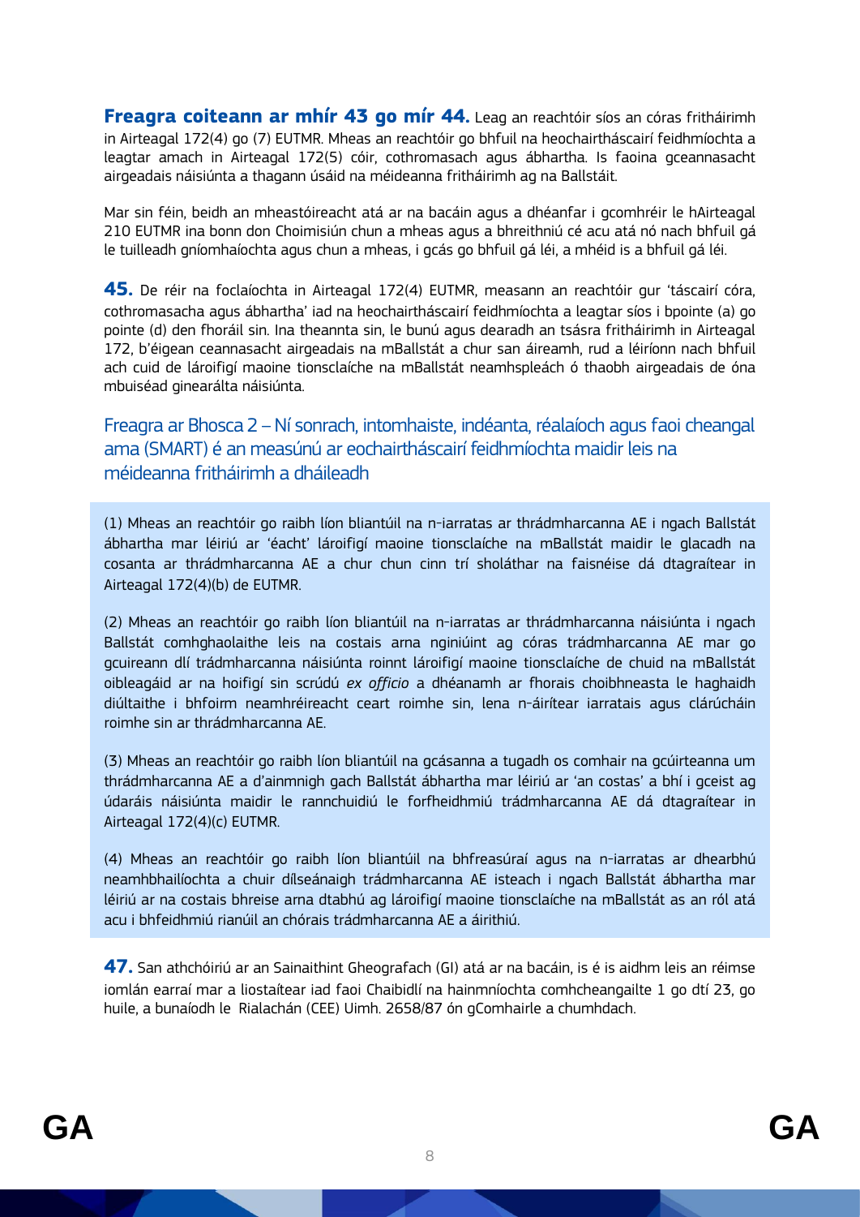**Freagra coiteann ar mhír 43 go mír 44.** Leag an reachtóir síos an córas fritháirimh in Airteagal 172(4) go (7) EUTMR. Mheas an reachtóir go bhfuil na heochairtháscairí feidhmíochta a leagtar amach in Airteagal 172(5) cóir, cothromasach agus ábhartha. Is faoina gceannasacht airgeadais náisiúnta a thagann úsáid na méideanna fritháirimh ag na Ballstáit.

Mar sin féin, beidh an mheastóireacht atá ar na bacáin agus a dhéanfar i gcomhréir le hAirteagal 210 EUTMR ina bonn don Choimisiún chun a mheas agus a bhreithniú cé acu atá nó nach bhfuil gá le tuilleadh gníomhaíochta agus chun a mheas, i gcás go bhfuil gá léi, a mhéid is a bhfuil gá léi.

**45.** De réir na foclaíochta in Airteagal 172(4) EUTMR, measann an reachtóir gur 'táscairí córa, cothromasacha agus ábhartha' iad na heochairtháscairí feidhmíochta a leagtar síos i bpointe (a) go pointe (d) den fhoráil sin. Ina theannta sin, le bunú agus dearadh an tsásra fritháirimh in Airteagal 172, b'éigean ceannasacht airgeadais na mBallstát a chur san áireamh, rud a léiríonn nach bhfuil ach cuid de lároifigí maoine tionsclaíche na mBallstát neamhspleách ó thaobh airgeadais de óna mbuiséad ginearálta náisiúnta.

## Freagra ar Bhosca 2 – Ní sonrach, intomhaiste, indéanta, réalaíoch agus faoi cheangal ama (SMART) é an measúnú ar eochairtháscairí feidhmíochta maidir leis na méideanna fritháirimh a dháileadh

(1) Mheas an reachtóir go raibh líon bliantúil na n-iarratas ar thrádmharcanna AE i ngach Ballstát ábhartha mar léiriú ar 'éacht' lároifigí maoine tionsclaíche na mBallstát maidir le glacadh na cosanta ar thrádmharcanna AE a chur chun cinn trí sholáthar na faisnéise dá dtagraítear in Airteagal 172(4)(b) de EUTMR.

(2) Mheas an reachtóir go raibh líon bliantúil na n-iarratas ar thrádmharcanna náisiúnta i ngach Ballstát comhghaolaithe leis na costais arna nginiúint ag córas trádmharcanna AE mar go gcuireann dlí trádmharcanna náisiúnta roinnt lároifigí maoine tionsclaíche de chuid na mBallstát oibleagáid ar na hoifigí sin scrúdú *ex officio* a dhéanamh ar fhorais choibhneasta le haghaidh diúltaithe i bhfoirm neamhréireacht ceart roimhe sin, lena n-áirítear iarratais agus clárúcháin roimhe sin ar thrádmharcanna AE.

(3) Mheas an reachtóir go raibh líon bliantúil na gcásanna a tugadh os comhair na gcúirteanna um thrádmharcanna AE a d'ainmnigh gach Ballstát ábhartha mar léiriú ar 'an costas' a bhí i gceist ag údaráis náisiúnta maidir le rannchuidiú le forfheidhmiú trádmharcanna AE dá dtagraítear in Airteagal 172(4)(c) EUTMR.

(4) Mheas an reachtóir go raibh líon bliantúil na bhfreasúraí agus na n-iarratas ar dhearbhú neamhbhailíochta a chuir dílseánaigh trádmharcanna AE isteach i ngach Ballstát ábhartha mar léiriú ar na costais bhreise arna dtabhú ag lároifigí maoine tionsclaíche na mBallstát as an ról atá acu i bhfeidhmiú rianúil an chórais trádmharcanna AE a áirithiú.

**47.** San athchóiriú ar an Sainaithint Gheografach (GI) atá ar na bacáin, is é is aidhm leis an réimse iomlán earraí mar a liostaítear iad faoi Chaibidlí na hainmníochta comhcheangailte 1 go dtí 23, go huile, a bunaíodh le Rialachán (CEE) Uimh. 2658/87 ón gComhairle a chumhdach.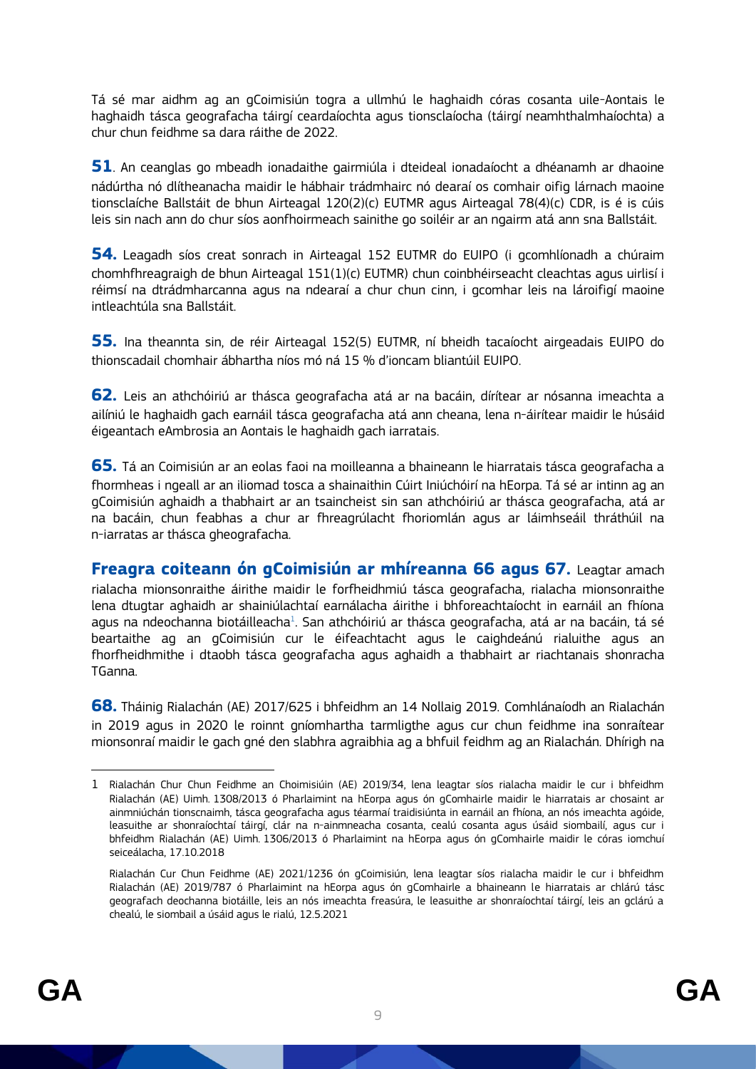Tá sé mar aidhm ag an gCoimisiún togra a ullmhú le haghaidh córas cosanta uile-Aontais le haghaidh tásca geografacha táirgí ceardaíochta agus tionsclaíocha (táirgí neamhthalmhaíochta) a chur chun feidhme sa dara ráithe de 2022.

**51**. An ceanglas go mbeadh ionadaithe gairmiúla i dteideal ionadaíocht a dhéanamh ar dhaoine nádúrtha nó dlítheanacha maidir le hábhair trádmhairc nó dearaí os comhair oifig lárnach maoine tionsclaíche Ballstáit de bhun Airteagal 120(2)(c) EUTMR agus Airteagal 78(4)(c) CDR, is é is cúis leis sin nach ann do chur síos aonfhoirmeach sainithe go soiléir ar an ngairm atá ann sna Ballstáit.

**54.** Leagadh síos creat sonrach in Airteagal 152 EUTMR do EUIPO (i gcomhlíonadh a chúraim chomhfhreagraigh de bhun Airteagal 151(1)(c) EUTMR) chun coinbhéirseacht cleachtas agus uirlisí i réimsí na dtrádmharcanna agus na ndearaí a chur chun cinn, i gcomhar leis na lároifigí maoine intleachtúla sna Ballstáit.

**55.** Ina theannta sin, de réir Airteagal 152(5) EUTMR, ní bheidh tacaíocht airgeadais EUIPO do thionscadail chomhair ábhartha níos mó ná 15 % d'ioncam bliantúil EUIPO.

**62.** Leis an athchóiriú ar thásca geografacha atá ar na bacáin, dírítear ar nósanna imeachta a ailíniú le haghaidh gach earnáil tásca geografacha atá ann cheana, lena n-áirítear maidir le húsáid éigeantach eAmbrosia an Aontais le haghaidh gach iarratais.

**65.** Tá an Coimisiún ar an eolas faoi na moilleanna a bhaineann le hiarratais tásca geografacha a fhormheas i ngeall ar an iliomad tosca a shainaithin Cúirt Iniúchóirí na hEorpa. Tá sé ar intinn ag an gCoimisiún aghaidh a thabhairt ar an tsaincheist sin san athchóiriú ar thásca geografacha, atá ar na bacáin, chun feabhas a chur ar fhreagrúlacht fhoriomlán agus ar láimhseáil thráthúil na n-iarratas ar thásca gheografacha.

**Freagra coiteann ón gCoimisiún ar mhíreanna 66 agus 67.** Leagtar amach rialacha mionsonraithe áirithe maidir le forfheidhmiú tásca geografacha, rialacha mionsonraithe lena dtugtar aghaidh ar shainiúlachtaí earnálacha áirithe i bhforeachtaíocht in earnáil an fhíona agus na ndeochanna biotáilleacha[1]. San athchóiriú ar thásca geografacha, atá ar na bacáin, tá sé beartaithe ag an gCoimisiún cur le éifeachtacht agus le caighdeánú rialuithe agus an fhorfheidhmithe i dtaobh tásca geografacha agus aghaidh a thabhairt ar riachtanais shonracha TGanna.

**68.** Tháinig Rialachán (AE) 2017/625 i bhfeidhm an 14 Nollaig 2019. Comhlánaíodh an Rialachán in 2019 agus in 2020 le roinnt gníomhartha tarmligthe agus cur chun feidhme ina sonraítear mionsonraí maidir le gach gné den slabhra agraibhia ag a bhfuil feidhm ag an Rialachán. Dhírigh na

---

1 Rialachán Chur Chun Feidhme an Choimisiúin (AE) 2019/34, lena leagtar síos rialacha maidir le cur i bhfeidhm Rialachán (AE) Uimh. 1308/2013 ó Pharlaimint na hEorpa agus ón gComhairle maidir le hiarratais ar chosaint ar ainmniúchán tionscnaimh, tásca geografacha agus téarmaí traidisiúnta in earnáil an fhíona, an nós imeachta agóide, leasuithe ar shonraíochtaí táirgí, clár na n-ainmneacha cosanta, cealú cosanta agus úsáid siombailí, agus cur i bhfeidhm Rialachán (AE) Uimh. 1306/2013 ó Pharlaimint na hEorpa agus ón gComhairle maidir le córas iomchuí seiceálacha, 17.10.2018

Rialachán Cur Chun Feidhme (AE) 2021/1236 ón gCoimisiún, lena leagtar síos rialacha maidir le cur i bhfeidhm Rialachán (AE) 2019/787 ó Pharlaimint na hEorpa agus ón gComhairle a bhaineann le hiarratais ar chlárú tásc geografach deochanna biotáille, leis an nós imeachta freasúra, le leasuithe ar shonraíochtaí táirgí, leis an gclárú a chealú, le siombail a úsáid agus le rialú, 12.5.2021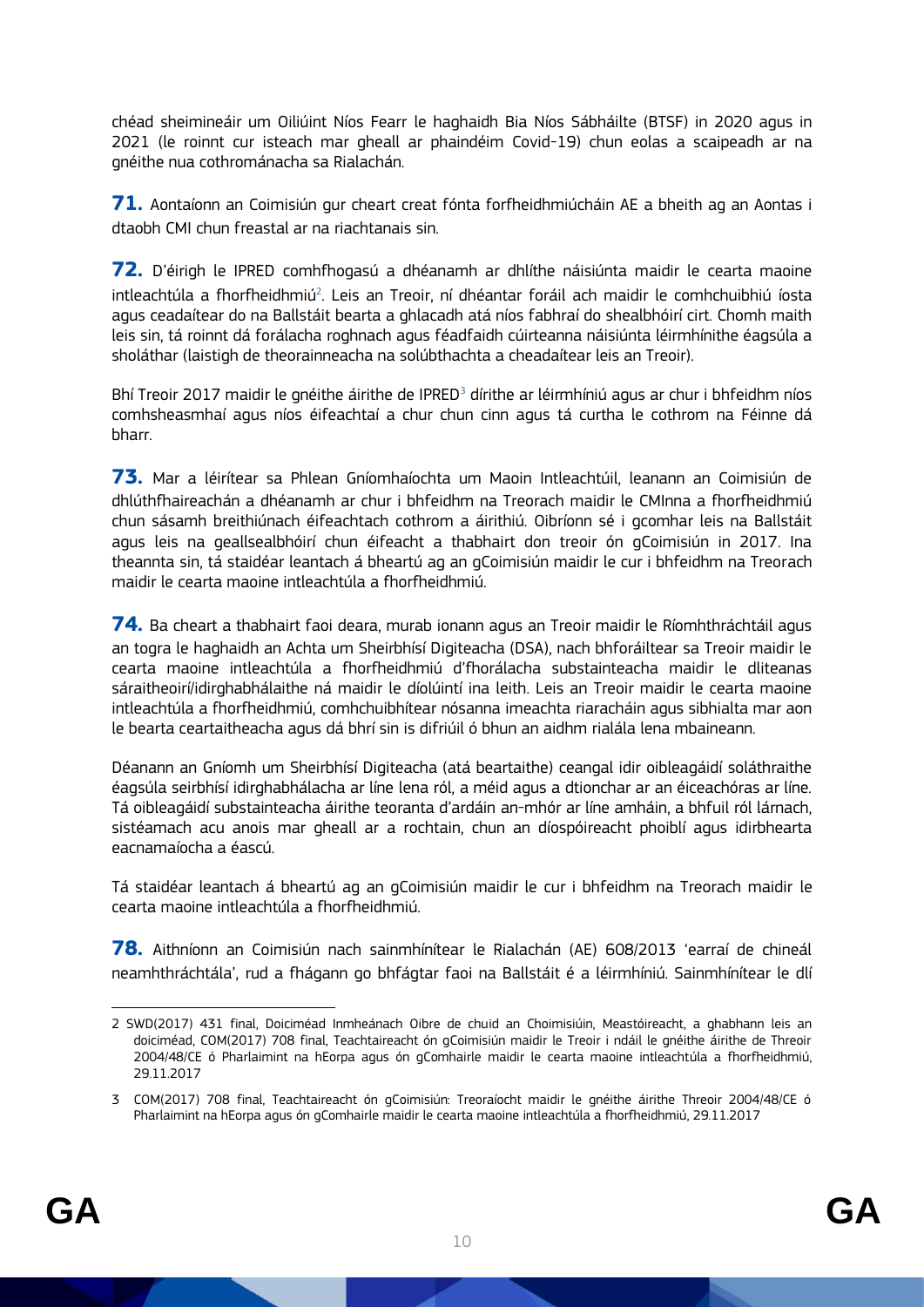chéad sheimineáir um Oiliúint Níos Fearr le haghaidh Bia Níos Sábháilte (BTSF) in 2020 agus in 2021 (le roinnt cur isteach mar gheall ar phaindéim Covid-19) chun eolas a scaipeadh ar na gnéithe nua cothrománacha sa Rialachán.

**71.** Aontaíonn an Coimisiún gur cheart creat fónta forfheidhmiúcháin AE a bheith ag an Aontas i dtaobh CMI chun freastal ar na riachtanais sin.

**72.** D'éirigh le IPRED comhfhogasú a dhéanamh ar dhlíthe náisiúnta maidir le cearta maoine intleachtúla a fhorfheidhmiú[2]. Leis an Treoir, ní dhéantar foráil ach maidir le comhchuibhiú íosta agus ceadaítear do na Ballstáit bearta a ghlacadh atá níos fabhraí do shealbhóirí cirt. Chomh maith leis sin, tá roinnt dá forálacha roghnach agus féadfaidh cúirteanna náisiúnta léirmhínithe éagsúla a sholáthar (laistigh de theorainneacha na solúbthachta a cheadaítear leis an Treoir).

Bhí Treoir 2017 maidir le gnéithe áirithe de IPRED[3] dírithe ar léirmhíniú agus ar chur i bhfeidhm níos comhsheasmhaí agus níos éifeachtaí a chur chun cinn agus tá curtha le cothrom na Féinne dá bharr.

**73.** Mar a léirítear sa Phlean Gníomhaíochta um Maoin Intleachtúil, leanann an Coimisiún de dhlúthfhaireachán a dhéanamh ar chur i bhfeidhm na Treorach maidir le CMInna a fhorfheidhmiú chun sásamh breithiúnach éifeachtach cothrom a áirithiú. Oibríonn sé i gcomhar leis na Ballstáit agus leis na geallsealbhóirí chun éifeacht a thabhairt don treoir ón gCoimisiún in 2017. Ina theannta sin, tá staidéar leantach á bheartú ag an gCoimisiún maidir le cur i bhfeidhm na Treorach maidir le cearta maoine intleachtúla a fhorfheidhmiú.

**74.** Ba cheart a thabhairt faoi deara, murab ionann agus an Treoir maidir le Ríomhthráchtáil agus an togra le haghaidh an Achta um Sheirbhísí Digiteacha (DSA), nach bhforáiltear sa Treoir maidir le cearta maoine intleachtúla a fhorfheidhmiú d'fhorálacha substainteacha maidir le dliteanas sáraitheoirí/idirghabhálaithe ná maidir le díolúintí ina leith. Leis an Treoir maidir le cearta maoine intleachtúla a fhorfheidhmiú, comhchuibhítear nósanna imeachta riaracháin agus sibhialta mar aon le bearta ceartaitheacha agus dá bhrí sin is difriúil ó bhun an aidhm rialála lena mbaineann.

Déanann an Gníomh um Sheirbhísí Digiteacha (atá beartaithe) ceangal idir oibleagáidí soláthraithe éagsúla seirbhísí idirghabhálacha ar líne lena ról, a méid agus a dtionchar ar an éiceachóras ar líne. Tá oibleagáidí substainteacha áirithe teoranta d'ardáin an-mhór ar líne amháin, a bhfuil ról lárnach, sistéamach acu anois mar gheall ar a rochtain, chun an díospóireacht phoiblí agus idirbhearta eacnamaíocha a éascú.

Tá staidéar leantach á bheartú ag an gCoimisiún maidir le cur i bhfeidhm na Treorach maidir le cearta maoine intleachtúla a fhorfheidhmiú.

**78.** Aithníonn an Coimisiún nach sainmhínítear le Rialachán (AE) 608/2013 'earraí de chineál neamhthráchtála', rud a fhágann go bhfágtar faoi na Ballstáit é a léirmhíniú. Sainmhínítear le dlí

---

2 SWD(2017) 431 final, Doiciméad Inmheánach Oibre de chuid an Choimisiúin, Meastóireacht, a ghabhann leis an doiciméad, COM(2017) 708 final, Teachtaireacht ón gCoimisiún maidir le Treoir i ndáil le gnéithe áirithe de Threoir 2004/48/CE ó Pharlaimint na hEorpa agus ón gComhairle maidir le cearta maoine intleachtúla a fhorfheidhmiú, 29.11.2017

3 COM(2017) 708 final, Teachtaireacht ón gCoimisiún: Treoraíocht maidir le gnéithe áirithe Threoir 2004/48/CE ó Pharlaimint na hEorpa agus ón gComhairle maidir le cearta maoine intleachtúla a fhorfheidhmiú, 29.11.2017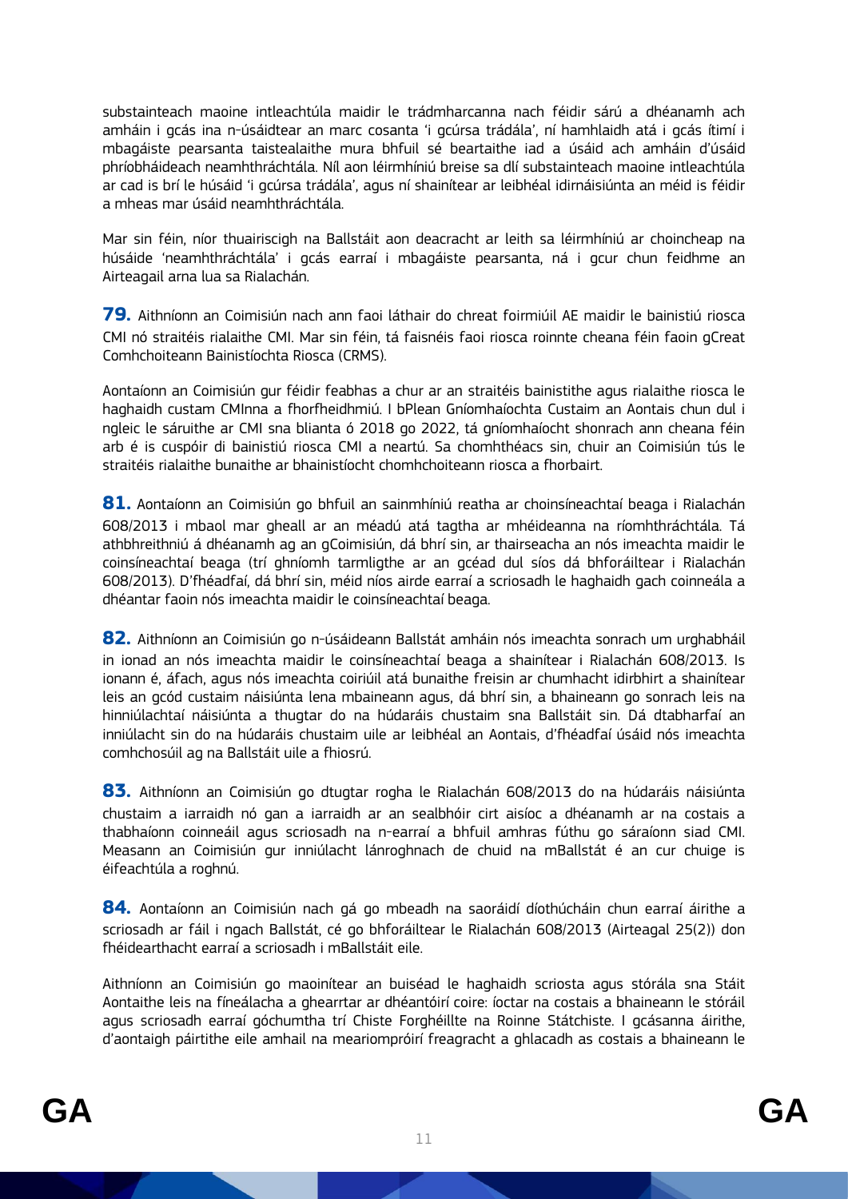substainteach maoine intleachtúla maidir le trádmharcanna nach féidir sárú a dhéanamh ach amháin i gcás ina n-úsáidtear an marc cosanta 'i gcúrsa trádála', ní hamhlaidh atá i gcás ítimí i mbagáiste pearsanta taistealaithe mura bhfuil sé beartaithe iad a úsáid ach amháin d'úsáid phríobháideach neamhthráchtála. Níl aon léirmhíniú breise sa dlí substainteach maoine intleachtúla ar cad is brí le húsáid 'i gcúrsa trádála', agus ní shainítear ar leibhéal idirnáisiúnta an méid is féidir a mheas mar úsáid neamhthráchtála.

Mar sin féin, níor thuairiscigh na Ballstáit aon deacracht ar leith sa léirmhíniú ar choincheap na húsáide 'neamhthráchtála' i gcás earraí i mbagáiste pearsanta, ná i gcur chun feidhme an Airteagail arna lua sa Rialachán.

**79.** Aithníonn an Coimisiún nach ann faoi láthair do chreat foirmiúil AE maidir le bainistiú riosca CMI nó straitéis rialaithe CMI. Mar sin féin, tá faisnéis faoi riosca roinnte cheana féin faoin gCreat Comhchoiteann Bainistíochta Riosca (CRMS).

Aontaíonn an Coimisiún gur féidir feabhas a chur ar an straitéis bainistithe agus rialaithe riosca le haghaidh custam CMInna a fhorfheidhmiú. I bPlean Gníomhaíochta Custaim an Aontais chun dul i ngleic le sáruithe ar CMI sna blianta ó 2018 go 2022, tá gníomhaíocht shonrach ann cheana féin arb é is cuspóir di bainistiú riosca CMI a neartú. Sa chomhthéacs sin, chuir an Coimisiún tús le straitéis rialaithe bunaithe ar bhainistíocht chomhchoiteann riosca a fhorbairt.

**81.** Aontaíonn an Coimisiún go bhfuil an sainmhíniú reatha ar choinsíneachtaí beaga i Rialachán 608/2013 i mbaol mar gheall ar an méadú atá tagtha ar mhéideanna na ríomhthráchtála. Tá athbhreithniú á dhéanamh ag an gCoimisiún, dá bhrí sin, ar thairseacha an nós imeachta maidir le coinsíneachtaí beaga (trí ghníomh tarmligthe ar an gcéad dul síos dá bhforáiltear i Rialachán 608/2013). D'fhéadfaí, dá bhrí sin, méid níos airde earraí a scriosadh le haghaidh gach coinneála a dhéantar faoin nós imeachta maidir le coinsíneachtaí beaga.

**82.** Aithníonn an Coimisiún go n-úsáideann Ballstát amháin nós imeachta sonrach um urghabháil in ionad an nós imeachta maidir le coinsíneachtaí beaga a shainítear i Rialachán 608/2013. Is ionann é, áfach, agus nós imeachta coiriúil atá bunaithe freisin ar chumhacht idirbhirt a shainítear leis an gcód custaim náisiúnta lena mbaineann agus, dá bhrí sin, a bhaineann go sonrach leis na hinniúlachtaí náisiúnta a thugtar do na húdaráis chustaim sna Ballstáit sin. Dá dtabharfaí an inniúlacht sin do na húdaráis chustaim uile ar leibhéal an Aontais, d'fhéadfaí úsáid nós imeachta comhchosúil ag na Ballstáit uile a fhiosrú.

**83.** Aithníonn an Coimisiún go dtugtar rogha le Rialachán 608/2013 do na húdaráis náisiúnta chustaim a iarraidh nó gan a iarraidh ar an sealbhóir cirt aisíoc a dhéanamh ar na costais a thabhaíonn coinneáil agus scriosadh na n-earraí a bhfuil amhras fúthu go sáraíonn siad CMI. Measann an Coimisiún gur inniúlacht lánroghnach de chuid na mBallstát é an cur chuige is éifeachtúla a roghnú.

**84.** Aontaíonn an Coimisiún nach gá go mbeadh na saoráidí díothúcháin chun earraí áirithe a scriosadh ar fáil i ngach Ballstát, cé go bhforáiltear le Rialachán 608/2013 (Airteagal 25(2)) don fhéidearthacht earraí a scriosadh i mBallstáit eile.

Aithníonn an Coimisiún go maoinítear an buiséad le haghaidh scriosta agus stórála sna Stáit Aontaithe leis na fíneálacha a ghearrtar ar dhéantóirí coire: íoctar na costais a bhaineann le stóráil agus scriosadh earraí góchumtha trí Chiste Forghéillte na Roinne Státchiste. I gcásanna áirithe, d'aontaigh páirtithe eile amhail na meariompróirí freagracht a ghlacadh as costais a bhaineann le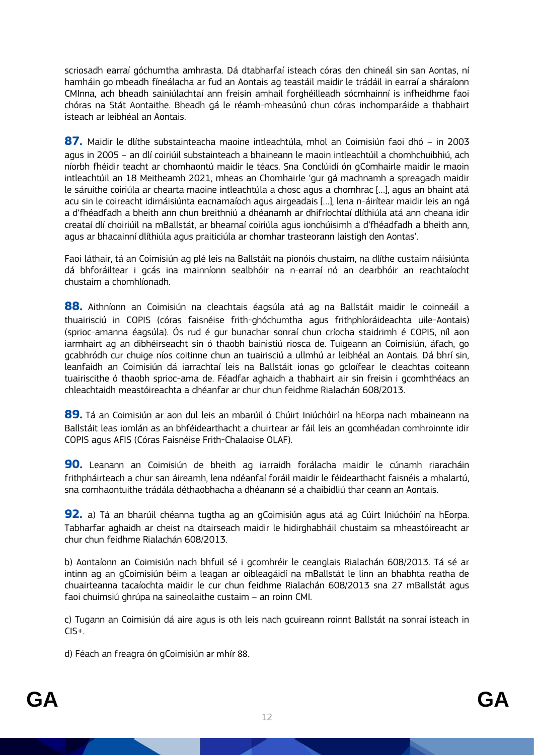scriosadh earraí góchumtha amhrasta. Dá dtabharfaí isteach córas den chineál sin san Aontas, ní hamháin go mbeadh fíneálacha ar fud an Aontais ag teastáil maidir le trádáil in earraí a sháraíonn CMInna, ach bheadh sainiúlachtaí ann freisin amhail forghéilleadh sócmhainní is infheidhme faoi chóras na Stát Aontaithe. Bheadh gá le réamh-mheasúnú chun córas inchomparáide a thabhairt isteach ar leibhéal an Aontais.

**87.** Maidir le dlíthe substainteacha maoine intleachtúla, mhol an Coimisiún faoi dhó – in 2003 agus in 2005 – an dlí coiriúil substainteach a bhaineann le maoin intleachtúil a chomhchuibhiú, ach níorbh fhéidir teacht ar chomhaontú maidir le téacs. Sna Conclúidí ón gComhairle maidir le maoin intleachtúil an 18 Meitheamh 2021, mheas an Chomhairle 'gur gá machnamh a spreagadh maidir le sáruithe coiriúla ar chearta maoine intleachtúla a chosc agus a chomhrac [...], agus an bhaint atá acu sin le coireacht idirnáisiúnta eacnamaíoch agus airgeadais [...], lena n-áirítear maidir leis an ngá a d'fhéadfadh a bheith ann chun breithniú a dhéanamh ar dhifríochtaí dlíthiúla atá ann cheana idir creataí dlí choiriúil na mBallstát, ar bhearnaí coiriúla agus ionchúisimh a d'fhéadfadh a bheith ann, agus ar bhacainní dlíthiúla agus praiticiúla ar chomhar trasteorann laistigh den Aontas'.

Faoi láthair, tá an Coimisiún ag plé leis na Ballstáit na pionóis chustaim, na dlíthe custaim náisiúnta dá bhforáiltear i gcás ina mainníonn sealbhóir na n-earraí nó an dearbhóir an reachtaíocht chustaim a chomhlíonadh.

**88.** Aithníonn an Coimisiún na cleachtais éagsúla atá ag na Ballstáit maidir le coinneáil a thuairisciú in COPIS (córas faisnéise frith-ghóchumtha agus frithphíoráideachta uile-Aontais) (sprioc-amanna éagsúla). Ós rud é gur bunachar sonraí chun críocha staidrimh é COPIS, níl aon iarmhairt ag an dibhéirseacht sin ó thaobh bainistiú riosca de. Tuigeann an Coimisiún, áfach, go gcabhródh cur chuige níos coitinne chun an tuairisciú a ullmhú ar leibhéal an Aontais. Dá bhrí sin, leanfaidh an Coimisiún dá iarrachtaí leis na Ballstáit ionas go gcloífear le cleachtas coiteann tuairiscithe ó thaobh sprioc-ama de. Féadfar aghaidh a thabhairt air sin freisin i gcomhthéacs an chleachtaidh meastóireachta a dhéanfar ar chur chun feidhme Rialachán 608/2013.

**89.** Tá an Coimisiún ar aon dul leis an mbarúil ó Chúirt Iniúchóirí na hEorpa nach mbaineann na Ballstáit leas iomlán as an bhféidearthacht a chuirtear ar fáil leis an gcomhéadan comhroinnte idir COPIS agus AFIS (Córas Faisnéise Frith-Chalaoise OLAF).

**90.** Leanann an Coimisiún de bheith ag iarraidh forálacha maidir le cúnamh riaracháin frithpháirteach a chur san áireamh, lena ndéanfaí foráil maidir le féidearthacht faisnéis a mhalartú, sna comhaontuithe trádála déthaobhacha a dhéanann sé a chaibidliú thar ceann an Aontais.

**92.** a) Tá an bharúil chéanna tugtha ag an gCoimisiún agus atá ag Cúirt Iniúchóirí na hEorpa. Tabharfar aghaidh ar cheist na dtairseach maidir le hidirghabháil chustaim sa mheastóireacht ar chur chun feidhme Rialachán 608/2013.

b) Aontaíonn an Coimisiún nach bhfuil sé i gcomhréir le ceanglais Rialachán 608/2013. Tá sé ar intinn ag an gCoimisiún béim a leagan ar oibleagáidí na mBallstát le linn an bhabhta reatha de chuairteanna tacaíochta maidir le cur chun feidhme Rialachán 608/2013 sna 27 mBallstát agus faoi chuimsiú ghrúpa na saineolaithe custaim – an roinn CMI.

c) Tugann an Coimisiún dá aire agus is oth leis nach gcuireann roinnt Ballstát na sonraí isteach in CIS+.

d) Féach an freagra ón gCoimisiún ar mhír 88.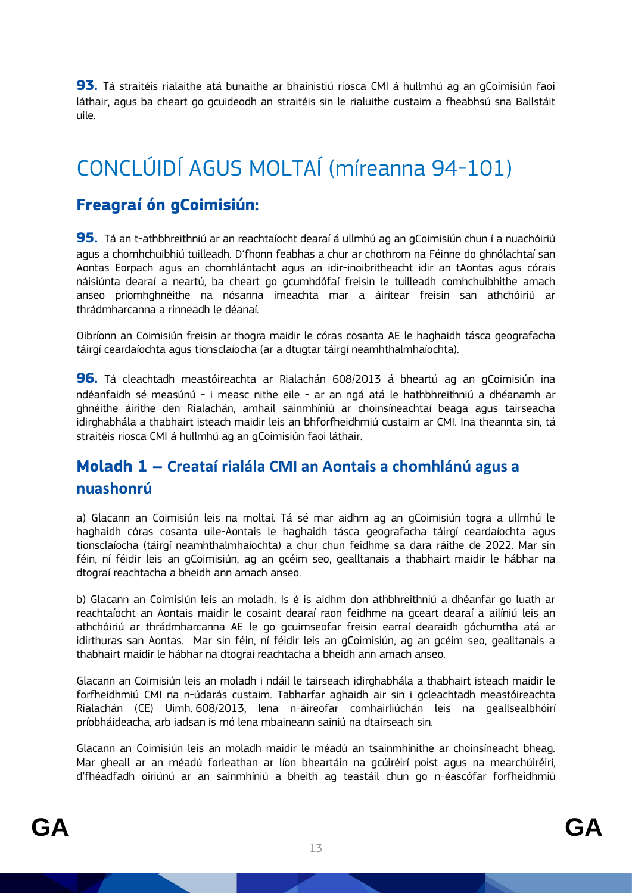**93.** Tá straitéis rialaithe atá bunaithe ar bhainistiú riosca CMI á hullmhú ag an gCoimisiún faoi láthair, agus ba cheart go gcuideodh an straitéis sin le rialuithe custaim a fheabhsú sna Ballstáit uile.

# CONCLÚIDÍ AGUS MOLTAÍ (míreanna 94-101)

## Freagraí ón gCoimisiún:

**95.** Tá an t-athbhreithniú ar an reachtaíocht dearaí á ullmhú ag an gCoimisiún chun í a nuachóiriú agus a chomhchuibhiú tuilleadh. D'fhonn feabhas a chur ar chothrom na Féinne do ghnólachtaí san Aontas Eorpach agus an chomhlántacht agus an idir-inoibritheacht idir an tAontas agus córais náisiúnta dearaí a neartú, ba cheart go gcumhdófaí freisin le tuilleadh comhchuibhithe amach anseo príomhghnéithe na nósanna imeachta mar a áirítear freisin san athchóiriú ar thrádmharcanna a rinneadh le déanaí.

Oibríonn an Coimisiún freisin ar thogra maidir le córas cosanta AE le haghaidh tásca geografacha táirgí ceardaíochta agus tionsclaíocha (ar a dtugtar táirgí neamhthalmhaíochta).

**96.** Tá cleachtadh meastóireachta ar Rialachán 608/2013 á bheartú ag an gCoimisiún ina ndéanfaidh sé measúnú - i measc nithe eile - ar an ngá atá le hathbhreithniú a dhéanamh ar ghnéithe áirithe den Rialachán, amhail sainmhíniú ar choinsíneachtaí beaga agus tairseacha idirghabhála a thabhairt isteach maidir leis an bhforfheidhmiú custaim ar CMI. Ina theannta sin, tá straitéis riosca CMI á hullmhú ag an gCoimisiún faoi láthair.

## Moladh 1 – Creataí rialála CMI an Aontais a chomhlánú agus a nuashonrú

a) Glacann an Coimisiún leis na moltaí. Tá sé mar aidhm ag an gCoimisiún togra a ullmhú le haghaidh córas cosanta uile-Aontais le haghaidh tásca geografacha táirgí ceardaíochta agus tionsclaíocha (táirgí neamhthalmhaíochta) a chur chun feidhme sa dara ráithe de 2022. Mar sin féin, ní féidir leis an gCoimisiún, ag an gcéim seo, gealltanais a thabhairt maidir le hábhar na dtograí reachtacha a bheidh ann amach anseo.

b) Glacann an Coimisiún leis an moladh. Is é is aidhm don athbhreithniú a dhéanfar go luath ar reachtaíocht an Aontais maidir le cosaint dearaí raon feidhme na gceart dearaí a ailíniú leis an athchóiriú ar thrádmharcanna AE le go gcuimseofar freisin earraí dearaidh góchumtha atá ar idirthuras san Aontas. Mar sin féin, ní féidir leis an gCoimisiún, ag an gcéim seo, gealltanais a thabhairt maidir le hábhar na dtograí reachtacha a bheidh ann amach anseo.

Glacann an Coimisiún leis an moladh i ndáil le tairseach idirghabhála a thabhairt isteach maidir le forfheidhmiú CMI na n-údarás custaim. Tabharfar aghaidh air sin i gcleachtadh meastóireachta Rialachán (CE) Uimh. 608/2013, lena n-áireofar comhairliúchán leis na geallsealbhóirí príobháideacha, arb iadsan is mó lena mbaineann sainiú na dtairseach sin.

Glacann an Coimisiún leis an moladh maidir le méadú an tsainmhínithe ar choinsíneacht bheag. Mar gheall ar an méadú forleathan ar líon bheartáin na gcúiréirí poist agus na mearchúiréirí, d'fhéadfadh oiriúnú ar an sainmhíniú a bheith ag teastáil chun go n-éascófar forfheidhmiú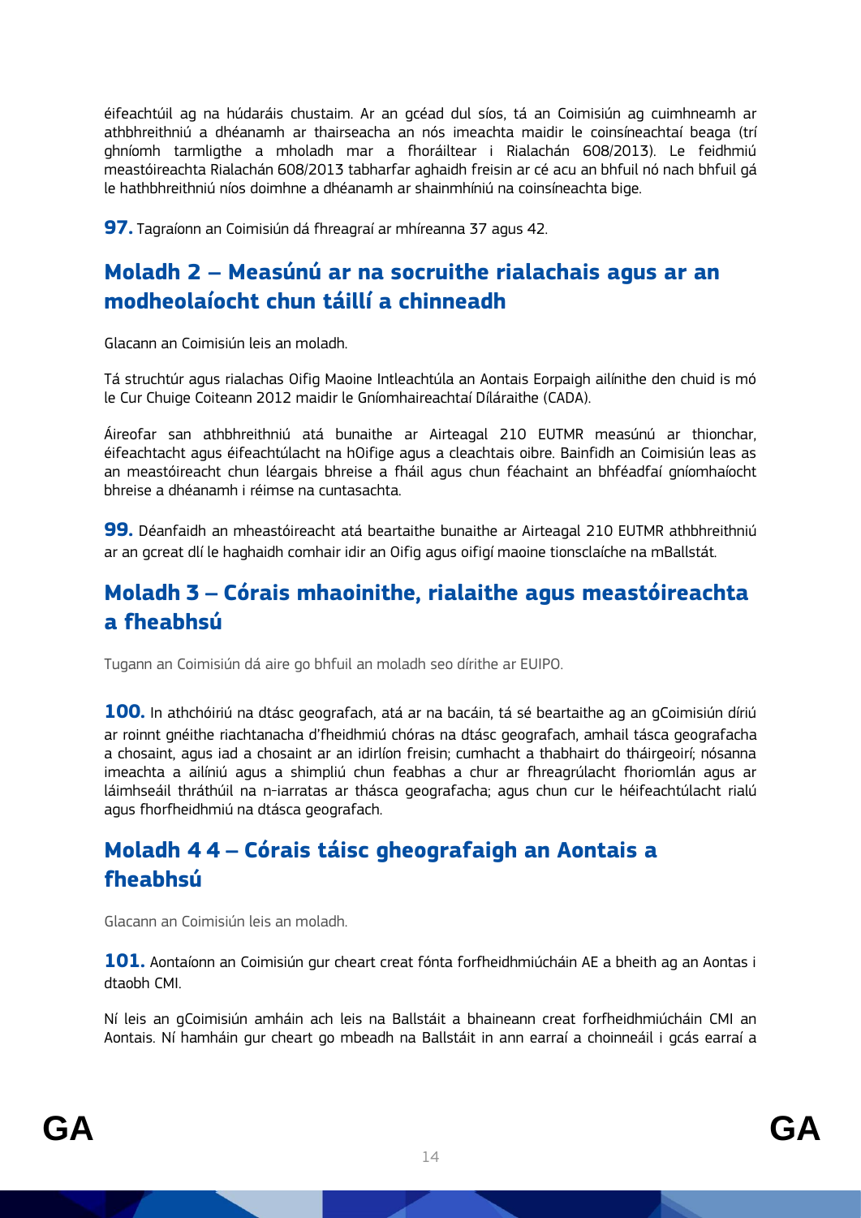éifeachtúil ag na húdaráis chustaim. Ar an gcéad dul síos, tá an Coimisiún ag cuimhneamh ar athbhreithniú a dhéanamh ar thairseacha an nós imeachta maidir le coinsíneachtaí beaga (trí ghníomh tarmligthe a mholadh mar a fhoráiltear i Rialachán 608/2013). Le feidhmiú meastóireachta Rialachán 608/2013 tabharfar aghaidh freisin ar cé acu an bhfuil nó nach bhfuil gá le hathbhreithniú níos doimhne a dhéanamh ar shainmhíniú na coinsíneachta bige.

**97.** Tagraíonn an Coimisiún dá fhreagraí ar mhíreanna 37 agus 42.

## Moladh 2 – Measúnú ar na socruithe rialachais agus ar an modheolaíocht chun táillí a chinneadh

Glacann an Coimisiún leis an moladh.

Tá struchtúr agus rialachas Oifig Maoine Intleachtúla an Aontais Eorpaigh ailínithe den chuid is mó le Cur Chuige Coiteann 2012 maidir le Gníomhaireachtaí Díláraithe (CADA).

Áireofar san athbhreithniú atá bunaithe ar Airteagal 210 EUTMR measúnú ar thionchar, éifeachtacht agus éifeachtúlacht na hOifige agus a cleachtais oibre. Bainfidh an Coimisiún leas as an meastóireacht chun léargais bhreise a fháil agus chun féachaint an bhféadfaí gníomhaíocht bhreise a dhéanamh i réimse na cuntasachta.

**99.** Déanfaidh an mheastóireacht atá beartaithe bunaithe ar Airteagal 210 EUTMR athbhreithniú ar an gcreat dlí le haghaidh comhair idir an Oifig agus oifigí maoine tionsclaíche na mBallstát.

## Moladh 3 – Córais mhaoinithe, rialaithe agus meastóireachta a fheabhsú

Tugann an Coimisiún dá aire go bhfuil an moladh seo dírithe ar EUIPO.

**100.** In athchóiriú na dtásc geografach, atá ar na bacáin, tá sé beartaithe ag an gCoimisiún díriú ar roinnt gnéithe riachtanacha d'fheidhmiú chóras na dtásc geografach, amhail tásca geografacha a chosaint, agus iad a chosaint ar an idirlíon freisin; cumhacht a thabhairt do tháirgeoirí; nósanna imeachta a ailíniú agus a shimpliú chun feabhas a chur ar fhreagrúlacht fhoriomlán agus ar láimhseáil thráthúil na n-iarratas ar thásca geografacha; agus chun cur le héifeachtúlacht rialú agus fhorfheidhmiú na dtásca geografach.

## Moladh 4 4 – Córais táisc gheografaigh an Aontais a fheabhsú

Glacann an Coimisiún leis an moladh.

**101.** Aontaíonn an Coimisiún gur cheart creat fónta forfheidhmiúcháin AE a bheith ag an Aontas i dtaobh CMI.

Ní leis an gCoimisiún amháin ach leis na Ballstáit a bhaineann creat forfheidhmiúcháin CMI an Aontais. Ní hamháin gur cheart go mbeadh na Ballstáit in ann earraí a choinneáil i gcás earraí a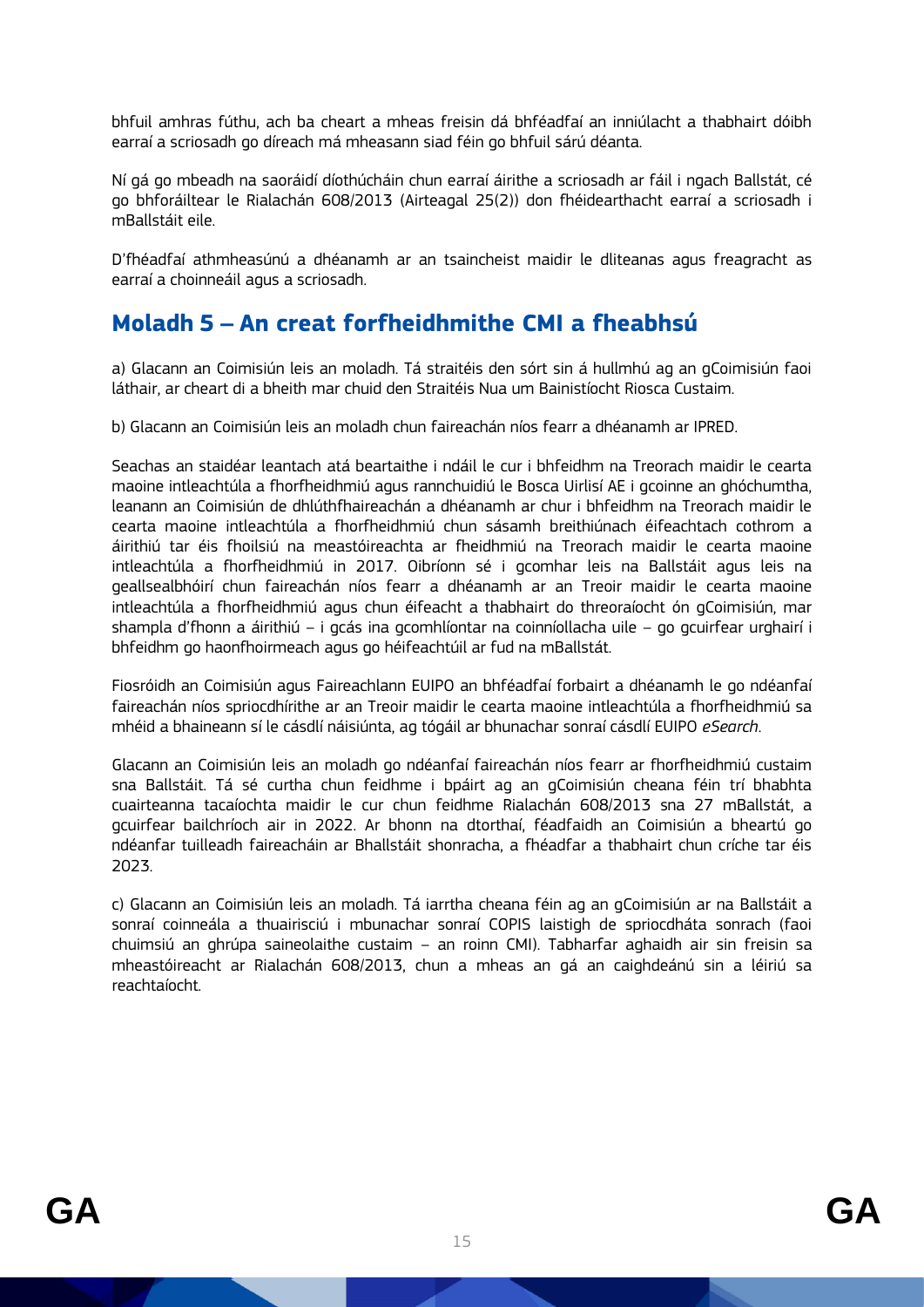bhfuil amhras fúthu, ach ba cheart a mheas freisin dá bhféadfaí an inniúlacht a thabhairt dóibh earraí a scriosadh go díreach má mheasann siad féin go bhfuil sárú déanta.

Ní gá go mbeadh na saoráidí díothúcháin chun earraí áirithe a scriosadh ar fáil i ngach Ballstát, cé go bhforáiltear le Rialachán 608/2013 (Airteagal 25(2)) don fhéidearthacht earraí a scriosadh i mBallstáit eile.

D'fhéadfaí athmheasúnú a dhéanamh ar an tsaincheist maidir le dliteanas agus freagracht as earraí a choinneáil agus a scriosadh.

## Moladh 5 – An creat forfheidhmithe CMI a fheabhsú

a) Glacann an Coimisiún leis an moladh. Tá straitéis den sórt sin á hullmhú ag an gCoimisiún faoi láthair, ar cheart di a bheith mar chuid den Straitéis Nua um Bainistíocht Riosca Custaim.

b) Glacann an Coimisiún leis an moladh chun faireachán níos fearr a dhéanamh ar IPRED.

Seachas an staidéar leantach atá beartaithe i ndáil le cur i bhfeidhm na Treorach maidir le cearta maoine intleachtúla a fhorfheidhmiú agus rannchuidiú le Bosca Uirlisí AE i gcoinne an ghóchumtha, leanann an Coimisiún de dhlúthfhaireachán a dhéanamh ar chur i bhfeidhm na Treorach maidir le cearta maoine intleachtúla a fhorfheidhmiú chun sásamh breithiúnach éifeachtach cothrom a áirithiú tar éis fhoilsiú na meastóireachta ar fheidhmiú na Treorach maidir le cearta maoine intleachtúla a fhorfheidhmiú in 2017. Oibríonn sé i gcomhar leis na Ballstáit agus leis na geallsealbhóirí chun faireachán níos fearr a dhéanamh ar an Treoir maidir le cearta maoine intleachtúla a fhorfheidhmiú agus chun éifeacht a thabhairt do threoraíocht ón gCoimisiún, mar shampla d'fhonn a áirithiú – i gcás ina gcomhlíontar na coinníollacha uile – go gcuirfear urghairí i bhfeidhm go haonfhoirmeach agus go héifeachtúil ar fud na mBallstát.

Fiosróidh an Coimisiún agus Faireachlann EUIPO an bhféadfaí forbairt a dhéanamh le go ndéanfaí faireachán níos spriocdhírithe ar an Treoir maidir le cearta maoine intleachtúla a fhorfheidhmiú sa mhéid a bhaineann sí le cásdlí náisiúnta, ag tógáil ar bhunachar sonraí cásdlí EUIPO *eSearch*.

Glacann an Coimisiún leis an moladh go ndéanfaí faireachán níos fearr ar fhorfheidhmiú custaim sna Ballstáit. Tá sé curtha chun feidhme i bpáirt ag an gCoimisiún cheana féin trí bhabhta cuairteanna tacaíochta maidir le cur chun feidhme Rialachán 608/2013 sna 27 mBallstát, a gcuirfear bailchríoch air in 2022. Ar bhonn na dtorthaí, féadfaidh an Coimisiún a bheartú go ndéanfar tuilleadh faireacháin ar Bhallstáit shonracha, a fhéadfar a thabhairt chun críche tar éis 2023.

c) Glacann an Coimisiún leis an moladh. Tá iarrtha cheana féin ag an gCoimisiún ar na Ballstáit a sonraí coinneála a thuairisciú i mbunachar sonraí COPIS laistigh de spriocdháta sonrach (faoi chuimsiú an ghrúpa saineolaithe custaim – an roinn CMI). Tabharfar aghaidh air sin freisin sa mheastóireacht ar Rialachán 608/2013, chun a mheas an gá an caighdeánú sin a léiriú sa reachtaíocht.